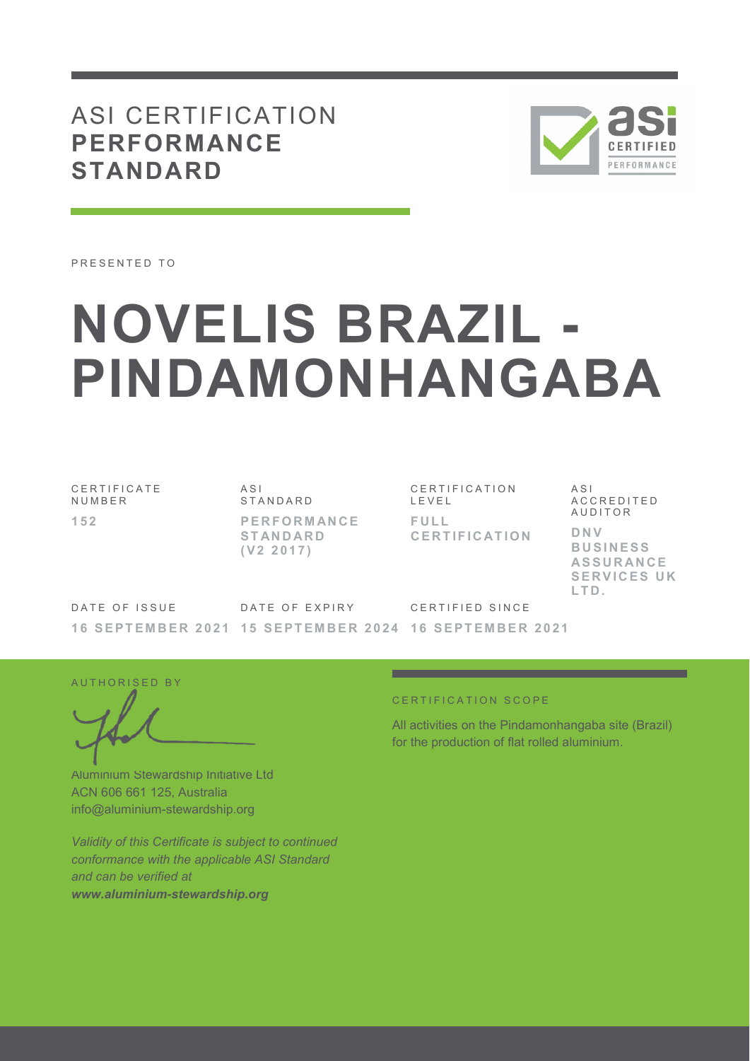# ASI CERTIFICATION **PERFORMANCE STANDARD**

PRESENTED TO

# NOVELIS BRAZIL - PINDAMONHANGABA

| CERTIFICATE NUMBER | ASI STANDARD | CERTIFICATION LEVEL | ASI ACCREDITED AUDITOR |
|---|---|---|---|
| **152** | **PERFORMANCE STANDARD (V2 2017)** | **FULL CERTIFICATION** | **DNV BUSINESS ASSURANCE SERVICES UK LTD.** |

| DATE OF ISSUE | DATE OF EXPIRY | CERTIFIED SINCE |
|---|---|---|
| **16 SEPTEMBER 2021** | **15 SEPTEMBER 2024** | **16 SEPTEMBER 2021** |

AUTHORISED BY

Aluminium Stewardship Initiative Ltd
ACN 606 661 125, Australia
info@aluminium-stewardship.org

*Validity of this Certificate is subject to continued conformance with the applicable ASI Standard and can be verified at* ***www.aluminium-stewardship.org***

CERTIFICATION SCOPE

All activities on the Pindamonhangaba site (Brazil) for the production of flat rolled aluminium.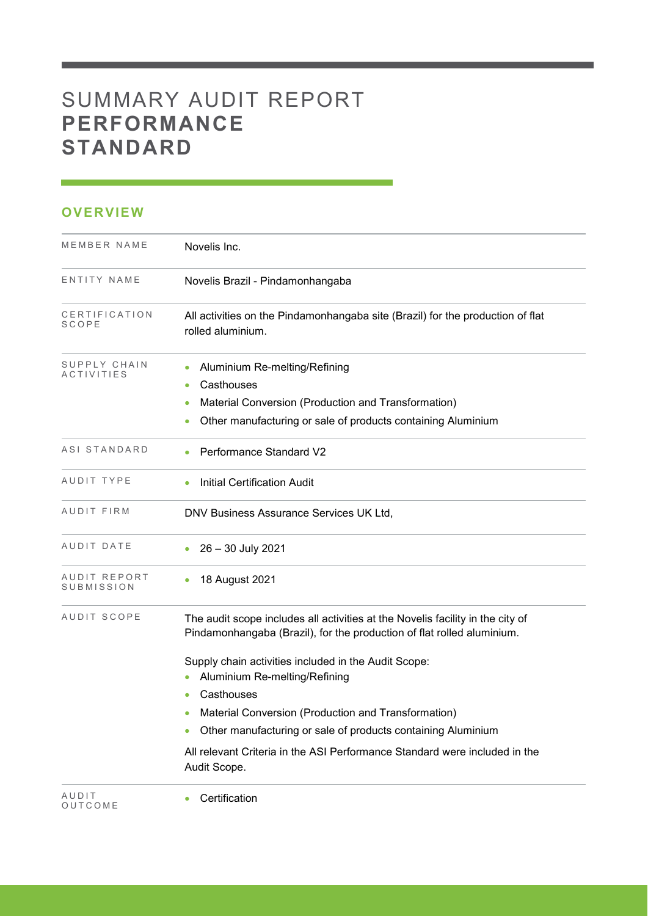# SUMMARY AUDIT REPORT **PERFORMANCE STANDARD**

## OVERVIEW

| | |
|---|---|
| MEMBER NAME | Novelis Inc. |
| ENTITY NAME | Novelis Brazil - Pindamonhangaba |
| CERTIFICATION SCOPE | All activities on the Pindamonhangaba site (Brazil) for the production of flat rolled aluminium. |
| SUPPLY CHAIN ACTIVITIES | • Aluminium Re-melting/Refining<br>• Casthouses<br>• Material Conversion (Production and Transformation)<br>• Other manufacturing or sale of products containing Aluminium |
| ASI STANDARD | • Performance Standard V2 |
| AUDIT TYPE | • Initial Certification Audit |
| AUDIT FIRM | DNV Business Assurance Services UK Ltd, |
| AUDIT DATE | • 26 – 30 July 2021 |
| AUDIT REPORT SUBMISSION | • 18 August 2021 |
| AUDIT SCOPE | The audit scope includes all activities at the Novelis facility in the city of Pindamonhangaba (Brazil), for the production of flat rolled aluminium.<br><br>Supply chain activities included in the Audit Scope:<br>• Aluminium Re-melting/Refining<br>• Casthouses<br>• Material Conversion (Production and Transformation)<br>• Other manufacturing or sale of products containing Aluminium<br><br>All relevant Criteria in the ASI Performance Standard were included in the Audit Scope. |
| AUDIT OUTCOME | • Certification |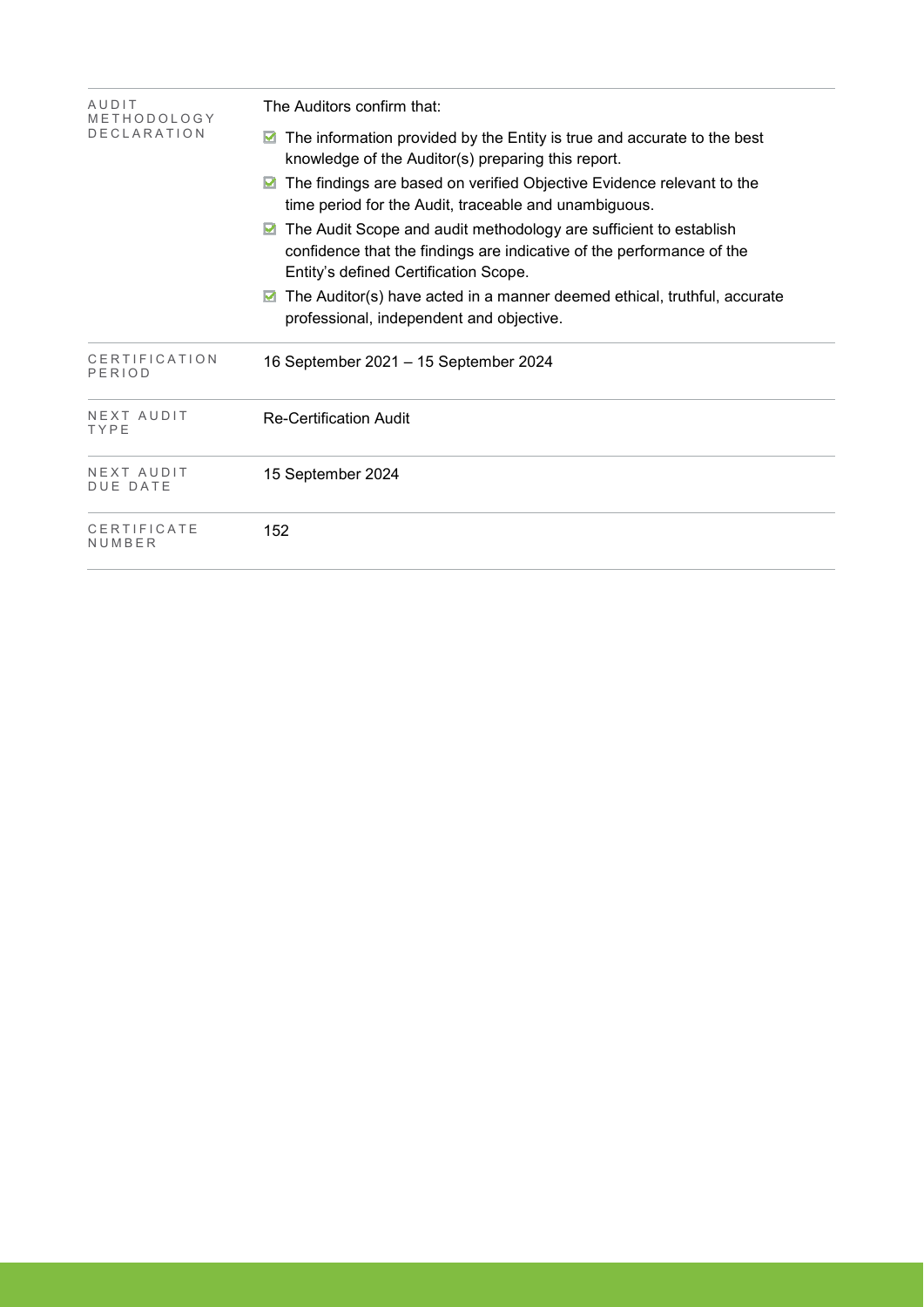| | |
|---|---|
| AUDIT METHODOLOGY DECLARATION | The Auditors confirm that:<br>☑ The information provided by the Entity is true and accurate to the best knowledge of the Auditor(s) preparing this report.<br>☑ The findings are based on verified Objective Evidence relevant to the time period for the Audit, traceable and unambiguous.<br>☑ The Audit Scope and audit methodology are sufficient to establish confidence that the findings are indicative of the performance of the Entity's defined Certification Scope.<br>☑ The Auditor(s) have acted in a manner deemed ethical, truthful, accurate professional, independent and objective. |
| CERTIFICATION PERIOD | 16 September 2021 – 15 September 2024 |
| NEXT AUDIT TYPE | Re-Certification Audit |
| NEXT AUDIT DUE DATE | 15 September 2024 |
| CERTIFICATE NUMBER | 152 |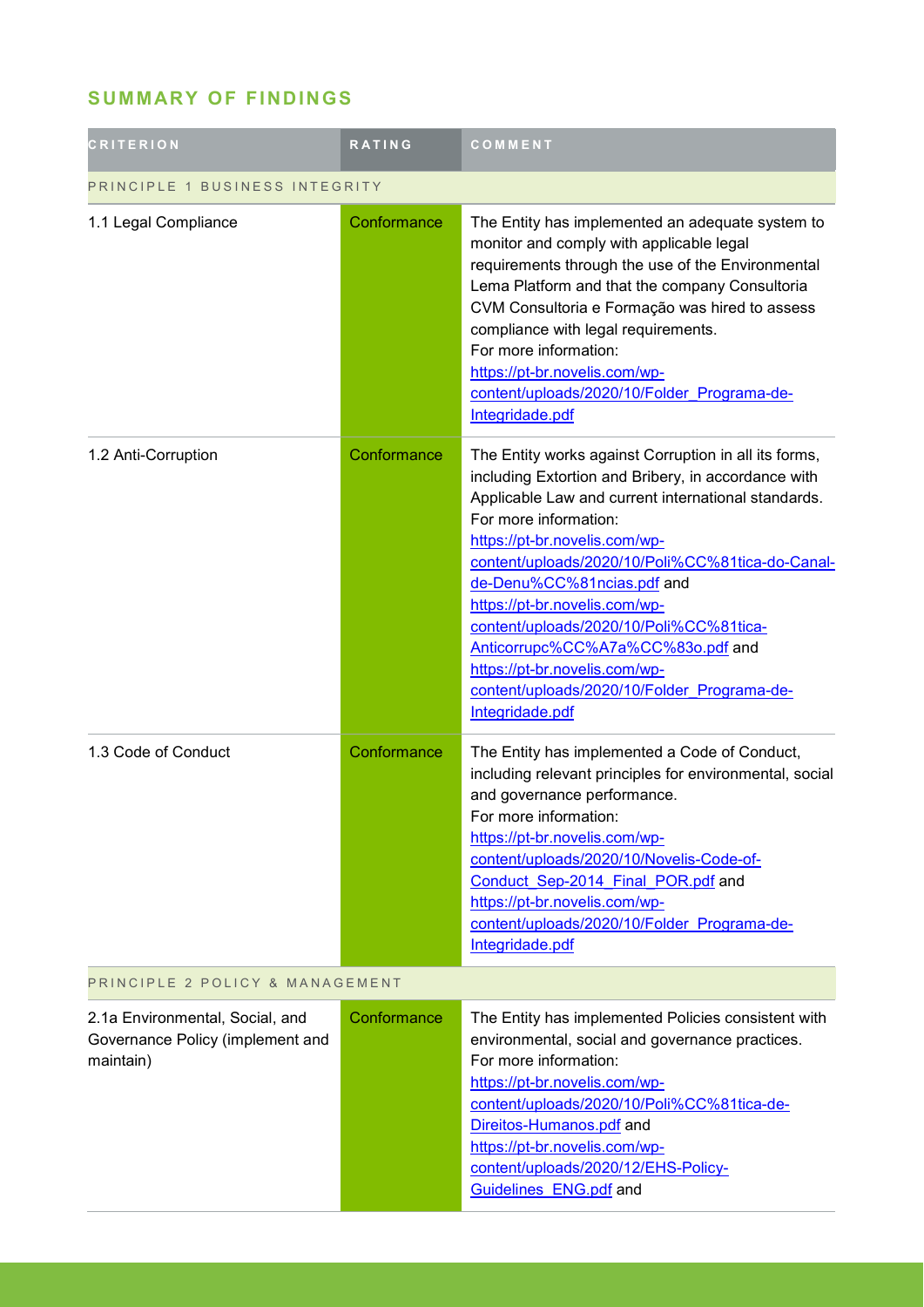## SUMMARY OF FINDINGS

| CRITERION | RATING | COMMENT |
|---|---|---|
| PRINCIPLE 1 BUSINESS INTEGRITY | | |
| 1.1 Legal Compliance | Conformance | The Entity has implemented an adequate system to monitor and comply with applicable legal requirements through the use of the Environmental Lema Platform and that the company Consultoria CVM Consultoria e Formação was hired to assess compliance with legal requirements. For more information: https://pt-br.novelis.com/wp-content/uploads/2020/10/Folder_Programa-de-Integridade.pdf |
| 1.2 Anti-Corruption | Conformance | The Entity works against Corruption in all its forms, including Extortion and Bribery, in accordance with Applicable Law and current international standards. For more information: https://pt-br.novelis.com/wp-content/uploads/2020/10/Poli%CC%81tica-do-Canal-de-Denu%CC%81ncias.pdf and https://pt-br.novelis.com/wp-content/uploads/2020/10/Poli%CC%81tica-Anticorrupc%CC%A7a%CC%83o.pdf and https://pt-br.novelis.com/wp-content/uploads/2020/10/Folder_Programa-de-Integridade.pdf |
| 1.3 Code of Conduct | Conformance | The Entity has implemented a Code of Conduct, including relevant principles for environmental, social and governance performance. For more information: https://pt-br.novelis.com/wp-content/uploads/2020/10/Novelis-Code-of-Conduct_Sep-2014_Final_POR.pdf and https://pt-br.novelis.com/wp-content/uploads/2020/10/Folder_Programa-de-Integridade.pdf |
| PRINCIPLE 2 POLICY & MANAGEMENT | | |
| 2.1a Environmental, Social, and Governance Policy (implement and maintain) | Conformance | The Entity has implemented Policies consistent with environmental, social and governance practices. For more information: https://pt-br.novelis.com/wp-content/uploads/2020/10/Poli%CC%81tica-de-Direitos-Humanos.pdf and https://pt-br.novelis.com/wp-content/uploads/2020/12/EHS-Policy-Guidelines_ENG.pdf and |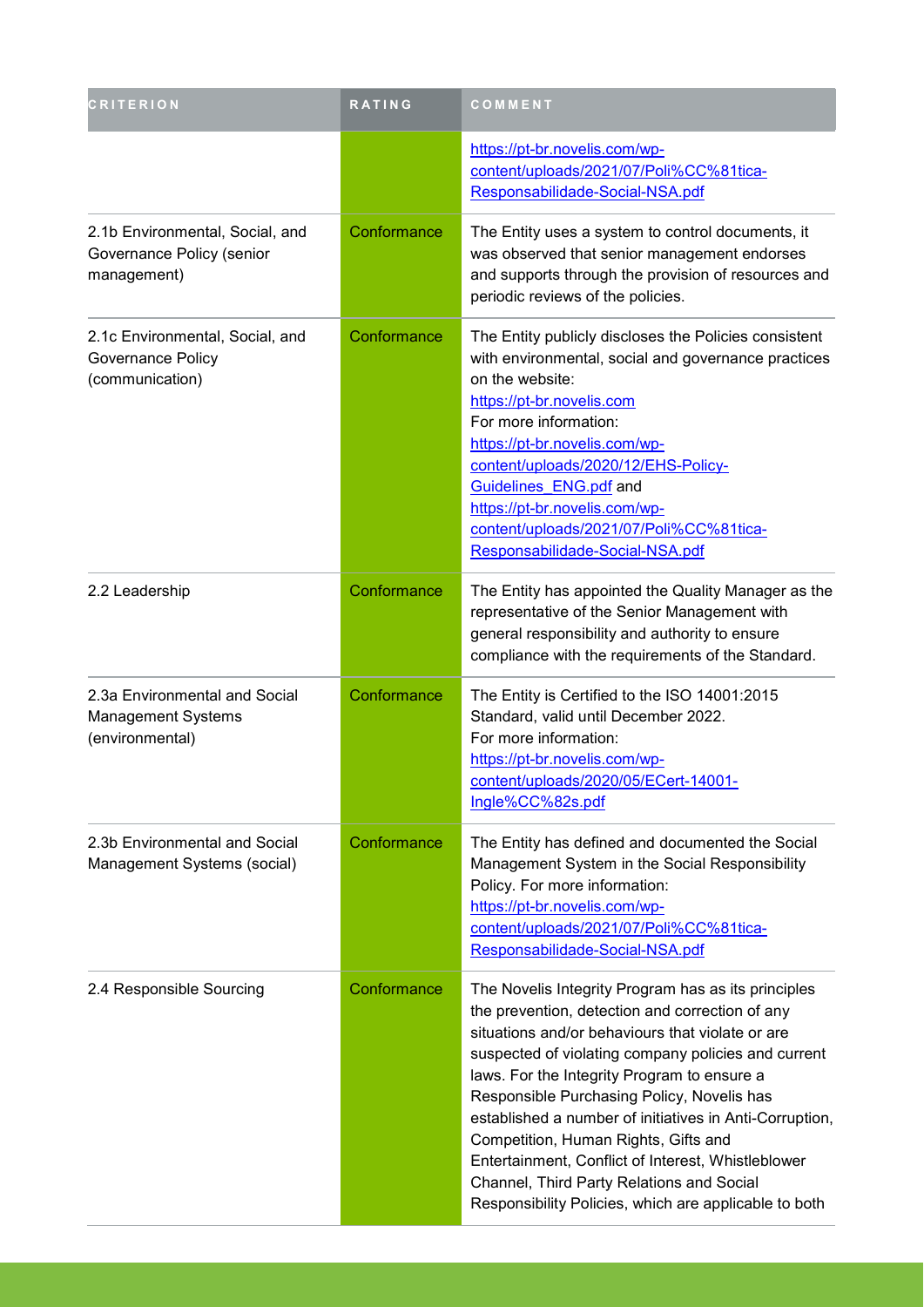| CRITERION | RATING | COMMENT |
|---|---|---|
| | | https://pt-br.novelis.com/wp-content/uploads/2021/07/Poli%CC%81tica-Responsabilidade-Social-NSA.pdf |
| 2.1b Environmental, Social, and Governance Policy (senior management) | Conformance | The Entity uses a system to control documents, it was observed that senior management endorses and supports through the provision of resources and periodic reviews of the policies. |
| 2.1c Environmental, Social, and Governance Policy (communication) | Conformance | The Entity publicly discloses the Policies consistent with environmental, social and governance practices on the website: https://pt-br.novelis.com For more information: https://pt-br.novelis.com/wp-content/uploads/2020/12/EHS-Policy-Guidelines_ENG.pdf and https://pt-br.novelis.com/wp-content/uploads/2021/07/Poli%CC%81tica-Responsabilidade-Social-NSA.pdf |
| 2.2 Leadership | Conformance | The Entity has appointed the Quality Manager as the representative of the Senior Management with general responsibility and authority to ensure compliance with the requirements of the Standard. |
| 2.3a Environmental and Social Management Systems (environmental) | Conformance | The Entity is Certified to the ISO 14001:2015 Standard, valid until December 2022. For more information: https://pt-br.novelis.com/wp-content/uploads/2020/05/ECert-14001-Ingle%CC%82s.pdf |
| 2.3b Environmental and Social Management Systems (social) | Conformance | The Entity has defined and documented the Social Management System in the Social Responsibility Policy. For more information: https://pt-br.novelis.com/wp-content/uploads/2021/07/Poli%CC%81tica-Responsabilidade-Social-NSA.pdf |
| 2.4 Responsible Sourcing | Conformance | The Novelis Integrity Program has as its principles the prevention, detection and correction of any situations and/or behaviours that violate or are suspected of violating company policies and current laws. For the Integrity Program to ensure a Responsible Purchasing Policy, Novelis has established a number of initiatives in Anti-Corruption, Competition, Human Rights, Gifts and Entertainment, Conflict of Interest, Whistleblower Channel, Third Party Relations and Social Responsibility Policies, which are applicable to both |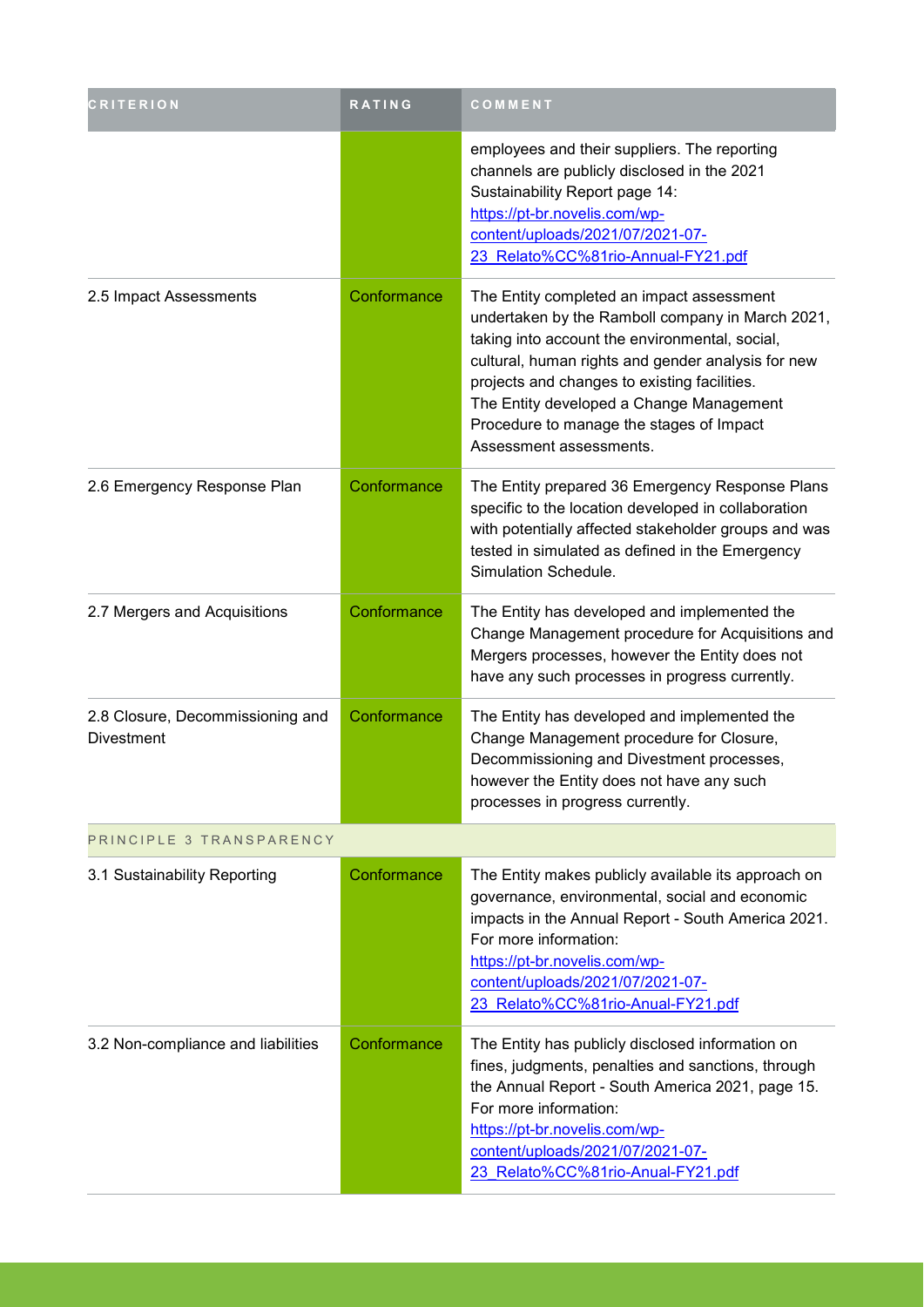| CRITERION | RATING | COMMENT |
| --- | --- | --- |
| | | employees and their suppliers. The reporting channels are publicly disclosed in the 2021 Sustainability Report page 14: https://pt-br.novelis.com/wp-content/uploads/2021/07/2021-07-23_Relato%CC%81rio-Annual-FY21.pdf |
| 2.5 Impact Assessments | Conformance | The Entity completed an impact assessment undertaken by the Ramboll company in March 2021, taking into account the environmental, social, cultural, human rights and gender analysis for new projects and changes to existing facilities. The Entity developed a Change Management Procedure to manage the stages of Impact Assessment assessments. |
| 2.6 Emergency Response Plan | Conformance | The Entity prepared 36 Emergency Response Plans specific to the location developed in collaboration with potentially affected stakeholder groups and was tested in simulated as defined in the Emergency Simulation Schedule. |
| 2.7 Mergers and Acquisitions | Conformance | The Entity has developed and implemented the Change Management procedure for Acquisitions and Mergers processes, however the Entity does not have any such processes in progress currently. |
| 2.8 Closure, Decommissioning and Divestment | Conformance | The Entity has developed and implemented the Change Management procedure for Closure, Decommissioning and Divestment processes, however the Entity does not have any such processes in progress currently. |
| PRINCIPLE 3 TRANSPARENCY | | |
| 3.1 Sustainability Reporting | Conformance | The Entity makes publicly available its approach on governance, environmental, social and economic impacts in the Annual Report - South America 2021. For more information: https://pt-br.novelis.com/wp-content/uploads/2021/07/2021-07-23_Relato%CC%81rio-Anual-FY21.pdf |
| 3.2 Non-compliance and liabilities | Conformance | The Entity has publicly disclosed information on fines, judgments, penalties and sanctions, through the Annual Report - South America 2021, page 15. For more information: https://pt-br.novelis.com/wp-content/uploads/2021/07/2021-07-23_Relato%CC%81rio-Anual-FY21.pdf |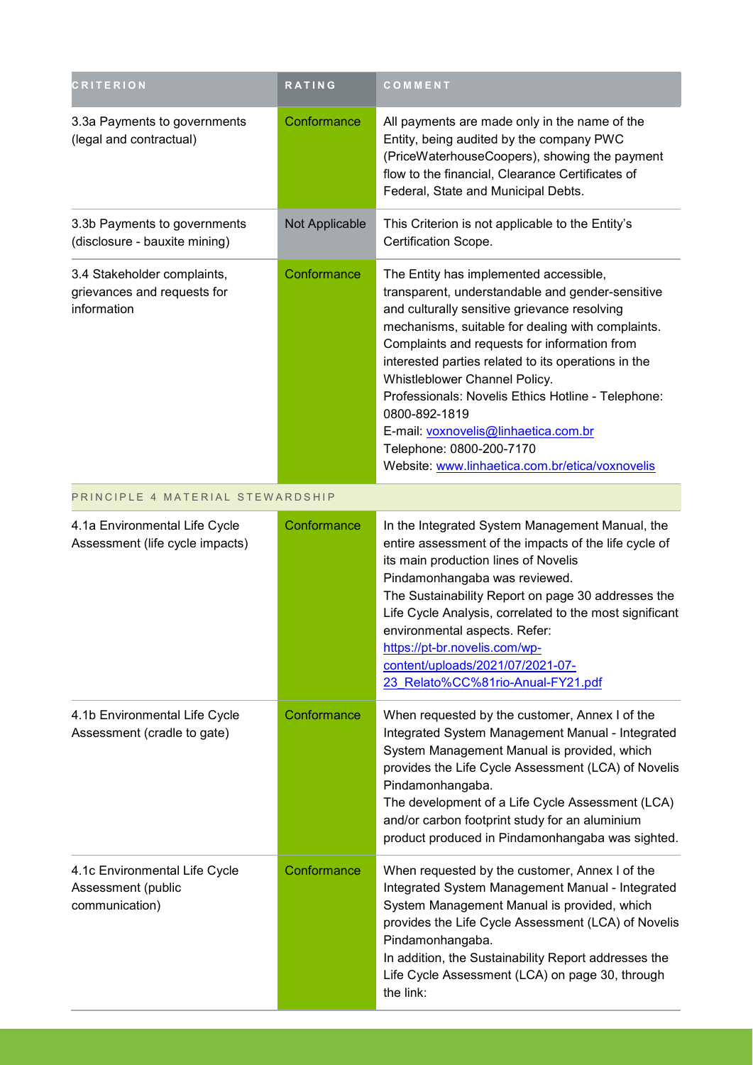| CRITERION | RATING | COMMENT |
| --- | --- | --- |
| 3.3a Payments to governments (legal and contractual) | Conformance | All payments are made only in the name of the Entity, being audited by the company PWC (PriceWaterhouseCoopers), showing the payment flow to the financial, Clearance Certificates of Federal, State and Municipal Debts. |
| 3.3b Payments to governments (disclosure - bauxite mining) | Not Applicable | This Criterion is not applicable to the Entity's Certification Scope. |
| 3.4 Stakeholder complaints, grievances and requests for information | Conformance | The Entity has implemented accessible, transparent, understandable and gender-sensitive and culturally sensitive grievance resolving mechanisms, suitable for dealing with complaints. Complaints and requests for information from interested parties related to its operations in the Whistleblower Channel Policy.<br>Professionals: Novelis Ethics Hotline - Telephone: 0800-892-1819<br>E-mail: voxnovelis@linhaetica.com.br<br>Telephone: 0800-200-7170<br>Website: www.linhaetica.com.br/etica/voxnovelis |
| PRINCIPLE 4 MATERIAL STEWARDSHIP | | |
| 4.1a Environmental Life Cycle Assessment (life cycle impacts) | Conformance | In the Integrated System Management Manual, the entire assessment of the impacts of the life cycle of its main production lines of Novelis Pindamonhangaba was reviewed.<br>The Sustainability Report on page 30 addresses the Life Cycle Analysis, correlated to the most significant environmental aspects. Refer: https://pt-br.novelis.com/wp-content/uploads/2021/07/2021-07-23_Relato%CC%81rio-Anual-FY21.pdf |
| 4.1b Environmental Life Cycle Assessment (cradle to gate) | Conformance | When requested by the customer, Annex I of the Integrated System Management Manual - Integrated System Management Manual is provided, which provides the Life Cycle Assessment (LCA) of Novelis Pindamonhangaba.<br>The development of a Life Cycle Assessment (LCA) and/or carbon footprint study for an aluminium product produced in Pindamonhangaba was sighted. |
| 4.1c Environmental Life Cycle Assessment (public communication) | Conformance | When requested by the customer, Annex I of the Integrated System Management Manual - Integrated System Management Manual is provided, which provides the Life Cycle Assessment (LCA) of Novelis Pindamonhangaba.<br>In addition, the Sustainability Report addresses the Life Cycle Assessment (LCA) on page 30, through the link: |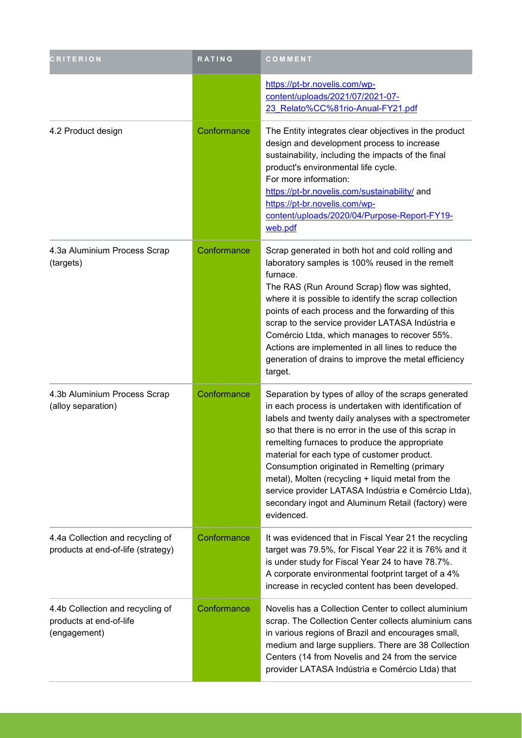| CRITERION | RATING | COMMENT |
| --- | --- | --- |
| | | https://pt-br.novelis.com/wp-content/uploads/2021/07/2021-07-23_Relato%CC%81rio-Anual-FY21.pdf |
| 4.2 Product design | Conformance | The Entity integrates clear objectives in the product design and development process to increase sustainability, including the impacts of the final product's environmental life cycle.<br>For more information:<br>https://pt-br.novelis.com/sustainability/ and https://pt-br.novelis.com/wp-content/uploads/2020/04/Purpose-Report-FY19-web.pdf |
| 4.3a Aluminium Process Scrap (targets) | Conformance | Scrap generated in both hot and cold rolling and laboratory samples is 100% reused in the remelt furnace.<br>The RAS (Run Around Scrap) flow was sighted, where it is possible to identify the scrap collection points of each process and the forwarding of this scrap to the service provider LATASA Indústria e Comércio Ltda, which manages to recover 55%.<br>Actions are implemented in all lines to reduce the generation of drains to improve the metal efficiency target. |
| 4.3b Aluminium Process Scrap (alloy separation) | Conformance | Separation by types of alloy of the scraps generated in each process is undertaken with identification of labels and twenty daily analyses with a spectrometer so that there is no error in the use of this scrap in remelting furnaces to produce the appropriate material for each type of customer product.<br>Consumption originated in Remelting (primary metal), Molten (recycling + liquid metal from the service provider LATASA Indústria e Comércio Ltda), secondary ingot and Aluminum Retail (factory) were evidenced. |
| 4.4a Collection and recycling of products at end-of-life (strategy) | Conformance | It was evidenced that in Fiscal Year 21 the recycling target was 79.5%, for Fiscal Year 22 it is 76% and it is under study for Fiscal Year 24 to have 78.7%.<br>A corporate environmental footprint target of a 4% increase in recycled content has been developed. |
| 4.4b Collection and recycling of products at end-of-life (engagement) | Conformance | Novelis has a Collection Center to collect aluminium scrap. The Collection Center collects aluminium cans in various regions of Brazil and encourages small, medium and large suppliers. There are 38 Collection Centers (14 from Novelis and 24 from the service provider LATASA Indústria e Comércio Ltda) that |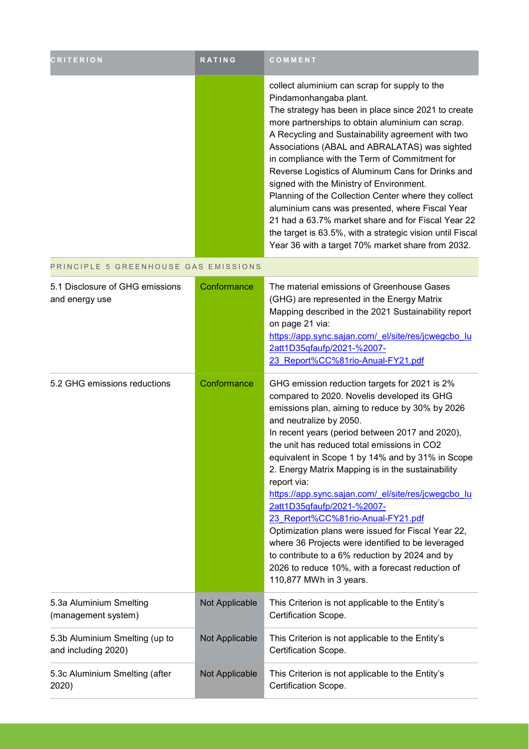| CRITERION | RATING | COMMENT |
|---|---|---|
| | | collect aluminium can scrap for supply to the Pindamonhangaba plant.<br>The strategy has been in place since 2021 to create more partnerships to obtain aluminium can scrap.<br>A Recycling and Sustainability agreement with two Associations (ABAL and ABRALATAS) was sighted in compliance with the Term of Commitment for Reverse Logistics of Aluminum Cans for Drinks and signed with the Ministry of Environment.<br>Planning of the Collection Center where they collect aluminium cans was presented, where Fiscal Year 21 had a 63.7% market share and for Fiscal Year 22 the target is 63.5%, with a strategic vision until Fiscal Year 36 with a target 70% market share from 2032. |
| PRINCIPLE 5 GREENHOUSE GAS EMISSIONS | | |
| 5.1 Disclosure of GHG emissions and energy use | Conformance | The material emissions of Greenhouse Gases (GHG) are represented in the Energy Matrix Mapping described in the 2021 Sustainability report on page 21 via: [https://app.sync.sajan.com/_el/site/res/jcwegcbo_lu2att1D35qfaufp/2021-%2007-23_Report%CC%81rio-Anual-FY21.pdf](https://app.sync.sajan.com/_el/site/res/jcwegcbo_lu2att1D35qfaufp/2021-%2007-23_Report%CC%81rio-Anual-FY21.pdf) |
| 5.2 GHG emissions reductions | Conformance | GHG emission reduction targets for 2021 is 2% compared to 2020. Novelis developed its GHG emissions plan, aiming to reduce by 30% by 2026 and neutralize by 2050.<br>In recent years (period between 2017 and 2020), the unit has reduced total emissions in CO2 equivalent in Scope 1 by 14% and by 31% in Scope 2. Energy Matrix Mapping is in the sustainability report via: [https://app.sync.sajan.com/_el/site/res/jcwegcbo_lu2att1D35qfaufp/2021-%2007-23_Report%CC%81rio-Anual-FY21.pdf](https://app.sync.sajan.com/_el/site/res/jcwegcbo_lu2att1D35qfaufp/2021-%2007-23_Report%CC%81rio-Anual-FY21.pdf)<br>Optimization plans were issued for Fiscal Year 22, where 36 Projects were identified to be leveraged to contribute to a 6% reduction by 2024 and by 2026 to reduce 10%, with a forecast reduction of 110,877 MWh in 3 years. |
| 5.3a Aluminium Smelting (management system) | Not Applicable | This Criterion is not applicable to the Entity's Certification Scope. |
| 5.3b Aluminium Smelting (up to and including 2020) | Not Applicable | This Criterion is not applicable to the Entity's Certification Scope. |
| 5.3c Aluminium Smelting (after 2020) | Not Applicable | This Criterion is not applicable to the Entity's Certification Scope. |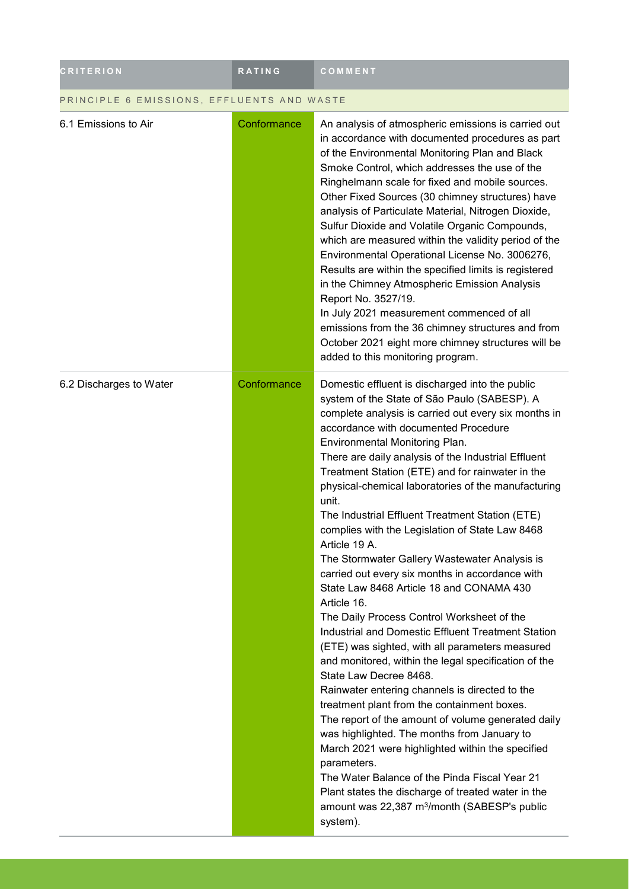| CRITERION | RATING | COMMENT |
| --- | --- | --- |
| PRINCIPLE 6 EMISSIONS, EFFLUENTS AND WASTE | | |
| 6.1 Emissions to Air | Conformance | An analysis of atmospheric emissions is carried out in accordance with documented procedures as part of the Environmental Monitoring Plan and Black Smoke Control, which addresses the use of the Ringhelmann scale for fixed and mobile sources. Other Fixed Sources (30 chimney structures) have analysis of Particulate Material, Nitrogen Dioxide, Sulfur Dioxide and Volatile Organic Compounds, which are measured within the validity period of the Environmental Operational License No. 3006276, Results are within the specified limits is registered in the Chimney Atmospheric Emission Analysis Report No. 3527/19.<br>In July 2021 measurement commenced of all emissions from the 36 chimney structures and from October 2021 eight more chimney structures will be added to this monitoring program. |
| 6.2 Discharges to Water | Conformance | Domestic effluent is discharged into the public system of the State of São Paulo (SABESP). A complete analysis is carried out every six months in accordance with documented Procedure Environmental Monitoring Plan.<br>There are daily analysis of the Industrial Effluent Treatment Station (ETE) and for rainwater in the physical-chemical laboratories of the manufacturing unit.<br>The Industrial Effluent Treatment Station (ETE) complies with the Legislation of State Law 8468 Article 19 A.<br>The Stormwater Gallery Wastewater Analysis is carried out every six months in accordance with State Law 8468 Article 18 and CONAMA 430 Article 16.<br>The Daily Process Control Worksheet of the Industrial and Domestic Effluent Treatment Station (ETE) was sighted, with all parameters measured and monitored, within the legal specification of the State Law Decree 8468.<br>Rainwater entering channels is directed to the treatment plant from the containment boxes.<br>The report of the amount of volume generated daily was highlighted. The months from January to March 2021 were highlighted within the specified parameters.<br>The Water Balance of the Pinda Fiscal Year 21 Plant states the discharge of treated water in the amount was 22,387 $m^3$/month (SABESP's public system). |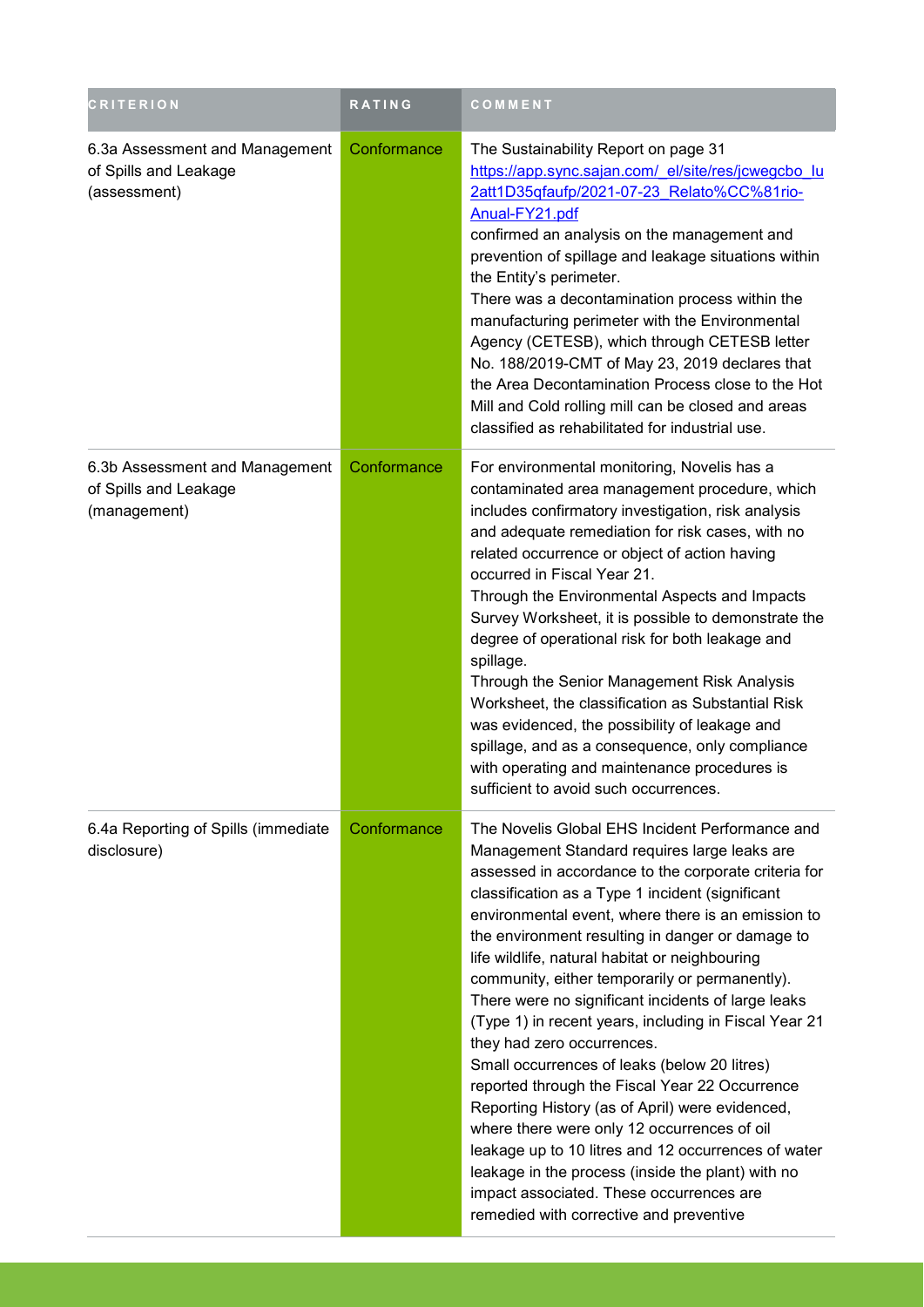| CRITERION | RATING | COMMENT |
| --- | --- | --- |
| 6.3a Assessment and Management of Spills and Leakage (assessment) | Conformance | The Sustainability Report on page 31 https://app.sync.sajan.com/_el/site/res/jcwegcbo_lu2att1D35qfaufp/2021-07-23_Relato%CC%81rio-Anual-FY21.pdf confirmed an analysis on the management and prevention of spillage and leakage situations within the Entity's perimeter.<br>There was a decontamination process within the manufacturing perimeter with the Environmental Agency (CETESB), which through CETESB letter No. 188/2019-CMT of May 23, 2019 declares that the Area Decontamination Process close to the Hot Mill and Cold rolling mill can be closed and areas classified as rehabilitated for industrial use. |
| 6.3b Assessment and Management of Spills and Leakage (management) | Conformance | For environmental monitoring, Novelis has a contaminated area management procedure, which includes confirmatory investigation, risk analysis and adequate remediation for risk cases, with no related occurrence or object of action having occurred in Fiscal Year 21.<br>Through the Environmental Aspects and Impacts Survey Worksheet, it is possible to demonstrate the degree of operational risk for both leakage and spillage.<br>Through the Senior Management Risk Analysis Worksheet, the classification as Substantial Risk was evidenced, the possibility of leakage and spillage, and as a consequence, only compliance with operating and maintenance procedures is sufficient to avoid such occurrences. |
| 6.4a Reporting of Spills (immediate disclosure) | Conformance | The Novelis Global EHS Incident Performance and Management Standard requires large leaks are assessed in accordance to the corporate criteria for classification as a Type 1 incident (significant environmental event, where there is an emission to the environment resulting in danger or damage to life wildlife, natural habitat or neighbouring community, either temporarily or permanently).<br>There were no significant incidents of large leaks (Type 1) in recent years, including in Fiscal Year 21 they had zero occurrences.<br>Small occurrences of leaks (below 20 litres) reported through the Fiscal Year 22 Occurrence Reporting History (as of April) were evidenced, where there were only 12 occurrences of oil leakage up to 10 litres and 12 occurrences of water leakage in the process (inside the plant) with no impact associated. These occurrences are remedied with corrective and preventive |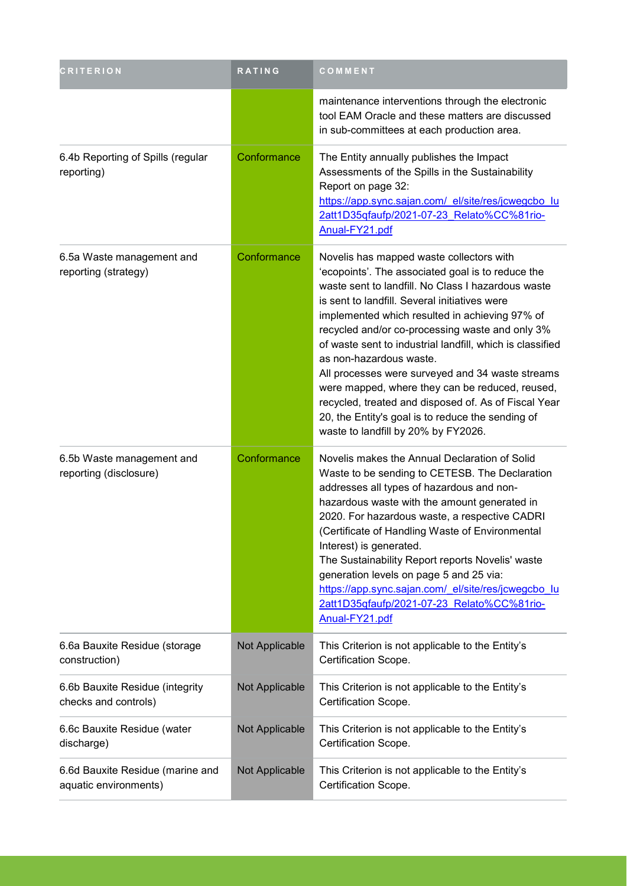| CRITERION | RATING | COMMENT |
|---|---|---|
| | | maintenance interventions through the electronic tool EAM Oracle and these matters are discussed in sub-committees at each production area. |
| 6.4b Reporting of Spills (regular reporting) | Conformance | The Entity annually publishes the Impact Assessments of the Spills in the Sustainability Report on page 32: [https://app.sync.sajan.com/_el/site/res/jcwegcbo_lu2att1D35qfaufp/2021-07-23_Relato%CC%81rio-Anual-FY21.pdf](https://app.sync.sajan.com/_el/site/res/jcwegcbo_lu2att1D35qfaufp/2021-07-23_Relato%CC%81rio-Anual-FY21.pdf) |
| 6.5a Waste management and reporting (strategy) | Conformance | Novelis has mapped waste collectors with 'ecopoints'. The associated goal is to reduce the waste sent to landfill. No Class I hazardous waste is sent to landfill. Several initiatives were implemented which resulted in achieving 97% of recycled and/or co-processing waste and only 3% of waste sent to industrial landfill, which is classified as non-hazardous waste.<br>All processes were surveyed and 34 waste streams were mapped, where they can be reduced, reused, recycled, treated and disposed of. As of Fiscal Year 20, the Entity's goal is to reduce the sending of waste to landfill by 20% by FY2026. |
| 6.5b Waste management and reporting (disclosure) | Conformance | Novelis makes the Annual Declaration of Solid Waste to be sending to CETESB. The Declaration addresses all types of hazardous and non-hazardous waste with the amount generated in 2020. For hazardous waste, a respective CADRI (Certificate of Handling Waste of Environmental Interest) is generated.<br>The Sustainability Report reports Novelis' waste generation levels on page 5 and 25 via: [https://app.sync.sajan.com/_el/site/res/jcwegcbo_lu2att1D35qfaufp/2021-07-23_Relato%CC%81rio-Anual-FY21.pdf](https://app.sync.sajan.com/_el/site/res/jcwegcbo_lu2att1D35qfaufp/2021-07-23_Relato%CC%81rio-Anual-FY21.pdf) |
| 6.6a Bauxite Residue (storage construction) | Not Applicable | This Criterion is not applicable to the Entity's Certification Scope. |
| 6.6b Bauxite Residue (integrity checks and controls) | Not Applicable | This Criterion is not applicable to the Entity's Certification Scope. |
| 6.6c Bauxite Residue (water discharge) | Not Applicable | This Criterion is not applicable to the Entity's Certification Scope. |
| 6.6d Bauxite Residue (marine and aquatic environments) | Not Applicable | This Criterion is not applicable to the Entity's Certification Scope. |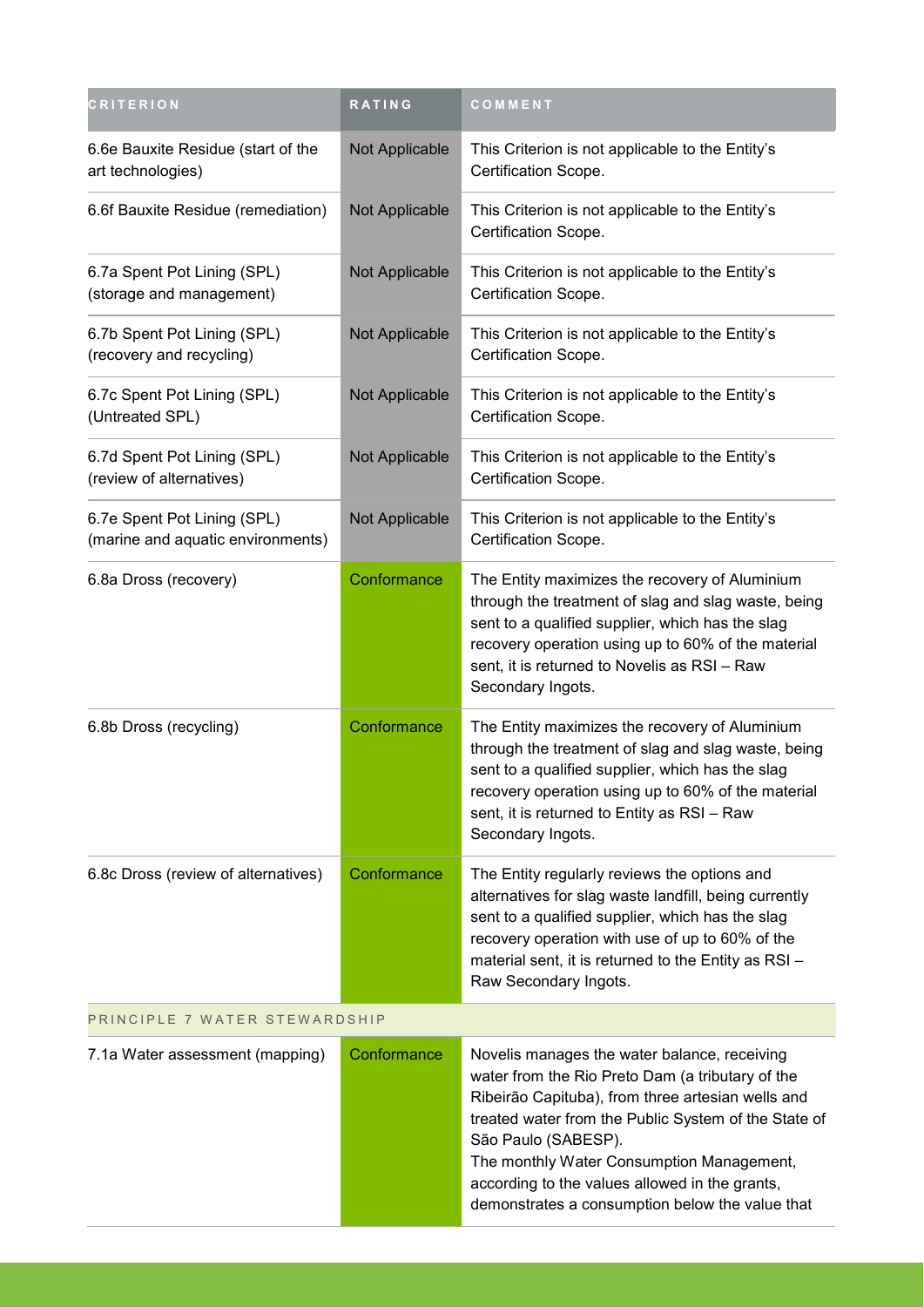| CRITERION | RATING | COMMENT |
| --- | --- | --- |
| 6.6e Bauxite Residue (start of the art technologies) | Not Applicable | This Criterion is not applicable to the Entity's Certification Scope. |
| 6.6f Bauxite Residue (remediation) | Not Applicable | This Criterion is not applicable to the Entity's Certification Scope. |
| 6.7a Spent Pot Lining (SPL) (storage and management) | Not Applicable | This Criterion is not applicable to the Entity's Certification Scope. |
| 6.7b Spent Pot Lining (SPL) (recovery and recycling) | Not Applicable | This Criterion is not applicable to the Entity's Certification Scope. |
| 6.7c Spent Pot Lining (SPL) (Untreated SPL) | Not Applicable | This Criterion is not applicable to the Entity's Certification Scope. |
| 6.7d Spent Pot Lining (SPL) (review of alternatives) | Not Applicable | This Criterion is not applicable to the Entity's Certification Scope. |
| 6.7e Spent Pot Lining (SPL) (marine and aquatic environments) | Not Applicable | This Criterion is not applicable to the Entity's Certification Scope. |
| 6.8a Dross (recovery) | Conformance | The Entity maximizes the recovery of Aluminium through the treatment of slag and slag waste, being sent to a qualified supplier, which has the slag recovery operation using up to 60% of the material sent, it is returned to Novelis as RSI – Raw Secondary Ingots. |
| 6.8b Dross (recycling) | Conformance | The Entity maximizes the recovery of Aluminium through the treatment of slag and slag waste, being sent to a qualified supplier, which has the slag recovery operation using up to 60% of the material sent, it is returned to Entity as RSI – Raw Secondary Ingots. |
| 6.8c Dross (review of alternatives) | Conformance | The Entity regularly reviews the options and alternatives for slag waste landfill, being currently sent to a qualified supplier, which has the slag recovery operation with use of up to 60% of the material sent, it is returned to the Entity as RSI – Raw Secondary Ingots. |
| PRINCIPLE 7 WATER STEWARDSHIP | | |
| 7.1a Water assessment (mapping) | Conformance | Novelis manages the water balance, receiving water from the Rio Preto Dam (a tributary of the Ribeirão Capituba), from three artesian wells and treated water from the Public System of the State of São Paulo (SABESP).<br>The monthly Water Consumption Management, according to the values allowed in the grants, demonstrates a consumption below the value that |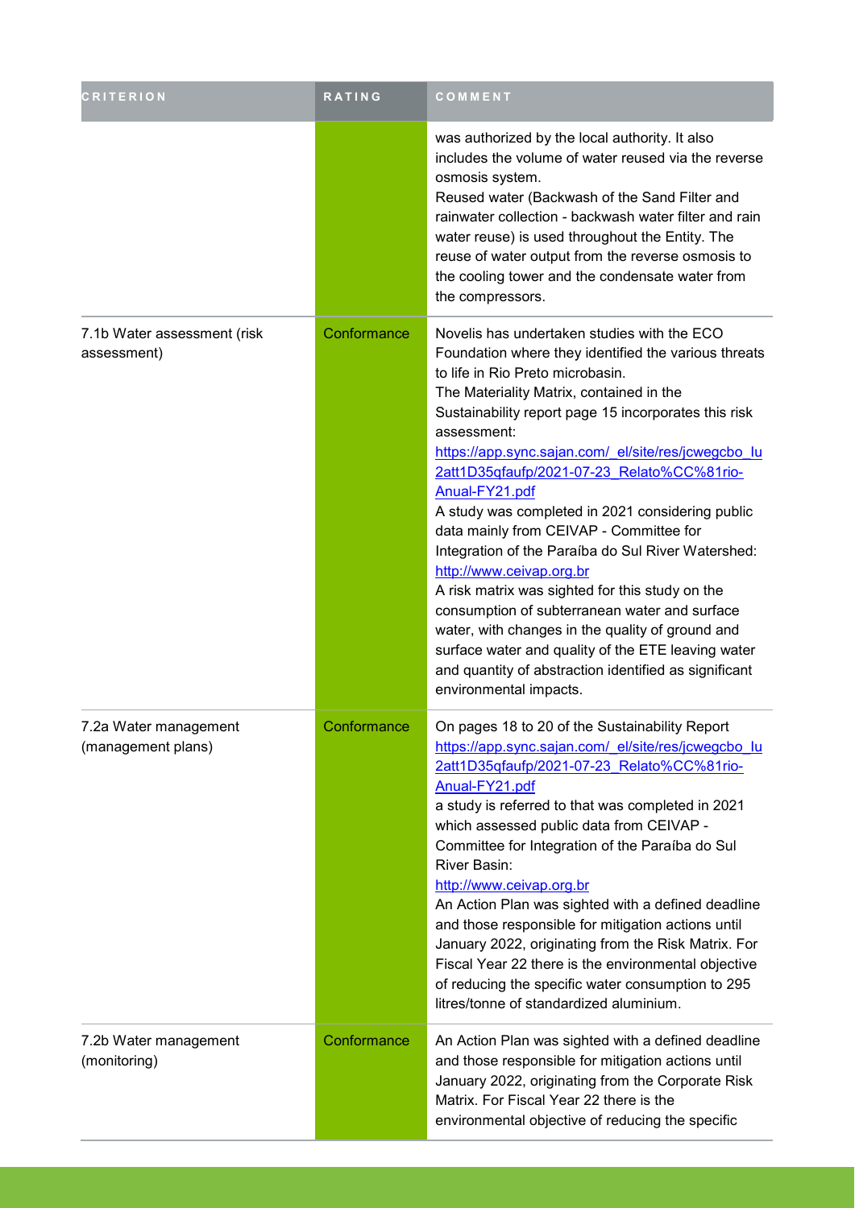| CRITERION | RATING | COMMENT |
|---|---|---|
| | | was authorized by the local authority. It also includes the volume of water reused via the reverse osmosis system.<br>Reused water (Backwash of the Sand Filter and rainwater collection - backwash water filter and rain water reuse) is used throughout the Entity. The reuse of water output from the reverse osmosis to the cooling tower and the condensate water from the compressors. |
| 7.1b Water assessment (risk assessment) | Conformance | Novelis has undertaken studies with the ECO Foundation where they identified the various threats to life in Rio Preto microbasin.<br>The Materiality Matrix, contained in the Sustainability report page 15 incorporates this risk assessment:<br>[https://app.sync.sajan.com/_el/site/res/jcwegcbo_lu2att1D35qfaufp/2021-07-23_Relato%CC%81rio-Anual-FY21.pdf](https://app.sync.sajan.com/_el/site/res/jcwegcbo_lu2att1D35qfaufp/2021-07-23_Relato%CC%81rio-Anual-FY21.pdf)<br>A study was completed in 2021 considering public data mainly from CEIVAP - Committee for Integration of the Paraíba do Sul River Watershed:<br>[http://www.ceivap.org.br](http://www.ceivap.org.br)<br>A risk matrix was sighted for this study on the consumption of subterranean water and surface water, with changes in the quality of ground and surface water and quality of the ETE leaving water and quantity of abstraction identified as significant environmental impacts. |
| 7.2a Water management (management plans) | Conformance | On pages 18 to 20 of the Sustainability Report<br>[https://app.sync.sajan.com/_el/site/res/jcwegcbo_lu2att1D35qfaufp/2021-07-23_Relato%CC%81rio-Anual-FY21.pdf](https://app.sync.sajan.com/_el/site/res/jcwegcbo_lu2att1D35qfaufp/2021-07-23_Relato%CC%81rio-Anual-FY21.pdf)<br>a study is referred to that was completed in 2021 which assessed public data from CEIVAP - Committee for Integration of the Paraíba do Sul River Basin:<br>[http://www.ceivap.org.br](http://www.ceivap.org.br)<br>An Action Plan was sighted with a defined deadline and those responsible for mitigation actions until January 2022, originating from the Risk Matrix. For Fiscal Year 22 there is the environmental objective of reducing the specific water consumption to 295 litres/tonne of standardized aluminium. |
| 7.2b Water management (monitoring) | Conformance | An Action Plan was sighted with a defined deadline and those responsible for mitigation actions until January 2022, originating from the Corporate Risk Matrix. For Fiscal Year 22 there is the environmental objective of reducing the specific |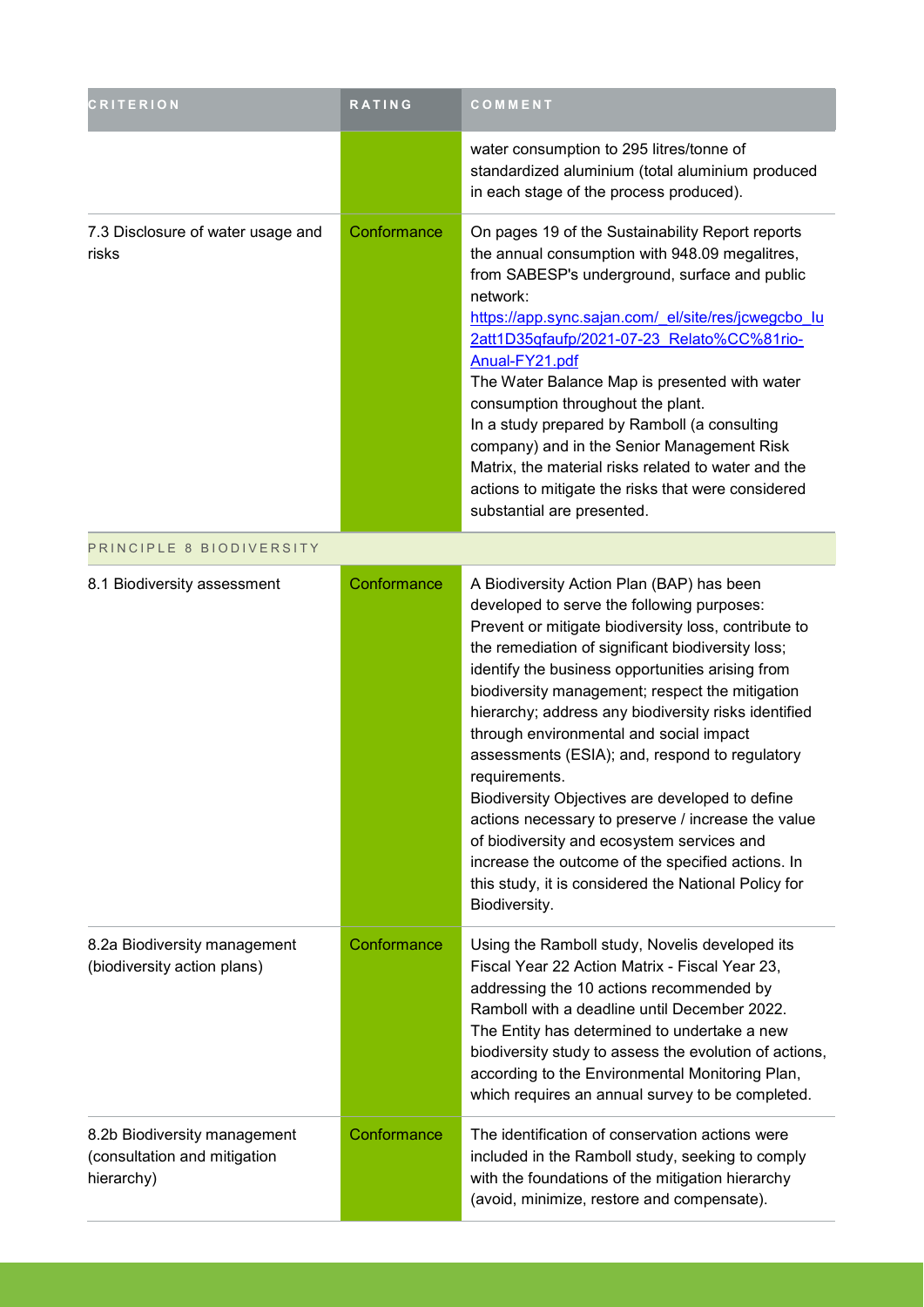| CRITERION | RATING | COMMENT |
|---|---|---|
| | | water consumption to 295 litres/tonne of standardized aluminium (total aluminium produced in each stage of the process produced). |
| 7.3 Disclosure of water usage and risks | Conformance | On pages 19 of the Sustainability Report reports the annual consumption with 948.09 megalitres, from SABESP's underground, surface and public network: [https://app.sync.sajan.com/_el/site/res/jcwegcbo_lu2att1D35gfaufp/2021-07-23_Relato%CC%81rio-Anual-FY21.pdf](https://app.sync.sajan.com/_el/site/res/jcwegcbo_lu2att1D35gfaufp/2021-07-23_Relato%CC%81rio-Anual-FY21.pdf) The Water Balance Map is presented with water consumption throughout the plant. In a study prepared by Ramboll (a consulting company) and in the Senior Management Risk Matrix, the material risks related to water and the actions to mitigate the risks that were considered substantial are presented. |
| PRINCIPLE 8 BIODIVERSITY | | |
| 8.1 Biodiversity assessment | Conformance | A Biodiversity Action Plan (BAP) has been developed to serve the following purposes: Prevent or mitigate biodiversity loss, contribute to the remediation of significant biodiversity loss; identify the business opportunities arising from biodiversity management; respect the mitigation hierarchy; address any biodiversity risks identified through environmental and social impact assessments (ESIA); and, respond to regulatory requirements. Biodiversity Objectives are developed to define actions necessary to preserve / increase the value of biodiversity and ecosystem services and increase the outcome of the specified actions. In this study, it is considered the National Policy for Biodiversity. |
| 8.2a Biodiversity management (biodiversity action plans) | Conformance | Using the Ramboll study, Novelis developed its Fiscal Year 22 Action Matrix - Fiscal Year 23, addressing the 10 actions recommended by Ramboll with a deadline until December 2022. The Entity has determined to undertake a new biodiversity study to assess the evolution of actions, according to the Environmental Monitoring Plan, which requires an annual survey to be completed. |
| 8.2b Biodiversity management (consultation and mitigation hierarchy) | Conformance | The identification of conservation actions were included in the Ramboll study, seeking to comply with the foundations of the mitigation hierarchy (avoid, minimize, restore and compensate). |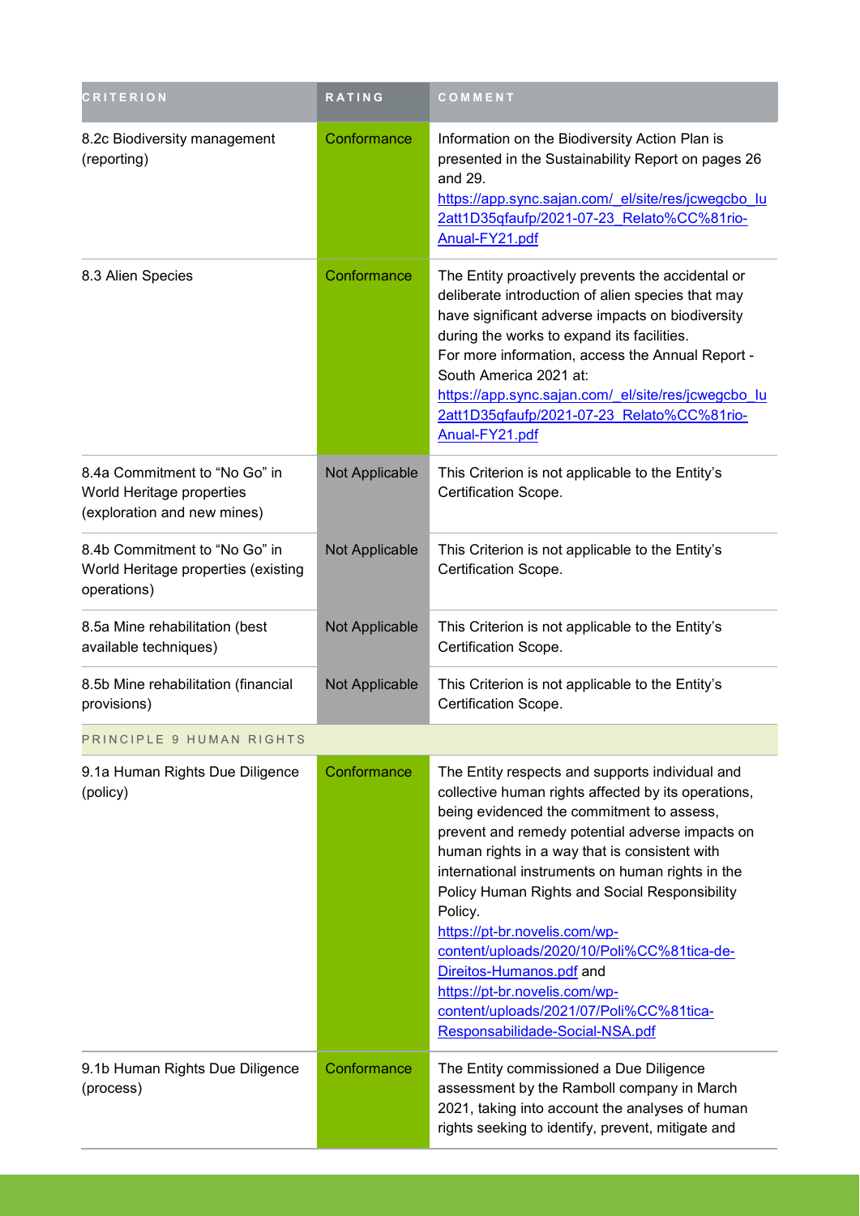| CRITERION | RATING | COMMENT |
|---|---|---|
| 8.2c Biodiversity management (reporting) | Conformance | Information on the Biodiversity Action Plan is presented in the Sustainability Report on pages 26 and 29. https://app.sync.sajan.com/_el/site/res/jcwegcbo_lu2att1D35qfaufp/2021-07-23_Relato%CC%81rio-Anual-FY21.pdf |
| 8.3 Alien Species | Conformance | The Entity proactively prevents the accidental or deliberate introduction of alien species that may have significant adverse impacts on biodiversity during the works to expand its facilities. For more information, access the Annual Report - South America 2021 at: https://app.sync.sajan.com/_el/site/res/jcwegcbo_lu2att1D35qfaufp/2021-07-23_Relato%CC%81rio-Anual-FY21.pdf |
| 8.4a Commitment to "No Go" in World Heritage properties (exploration and new mines) | Not Applicable | This Criterion is not applicable to the Entity's Certification Scope. |
| 8.4b Commitment to "No Go" in World Heritage properties (existing operations) | Not Applicable | This Criterion is not applicable to the Entity's Certification Scope. |
| 8.5a Mine rehabilitation (best available techniques) | Not Applicable | This Criterion is not applicable to the Entity's Certification Scope. |
| 8.5b Mine rehabilitation (financial provisions) | Not Applicable | This Criterion is not applicable to the Entity's Certification Scope. |
| PRINCIPLE 9 HUMAN RIGHTS | | |
| 9.1a Human Rights Due Diligence (policy) | Conformance | The Entity respects and supports individual and collective human rights affected by its operations, being evidenced the commitment to assess, prevent and remedy potential adverse impacts on human rights in a way that is consistent with international instruments on human rights in the Policy Human Rights and Social Responsibility Policy. https://pt-br.novelis.com/wp-content/uploads/2020/10/Poli%CC%81tica-de-Direitos-Humanos.pdf and https://pt-br.novelis.com/wp-content/uploads/2021/07/Poli%CC%81tica-Responsabilidade-Social-NSA.pdf |
| 9.1b Human Rights Due Diligence (process) | Conformance | The Entity commissioned a Due Diligence assessment by the Ramboll company in March 2021, taking into account the analyses of human rights seeking to identify, prevent, mitigate and |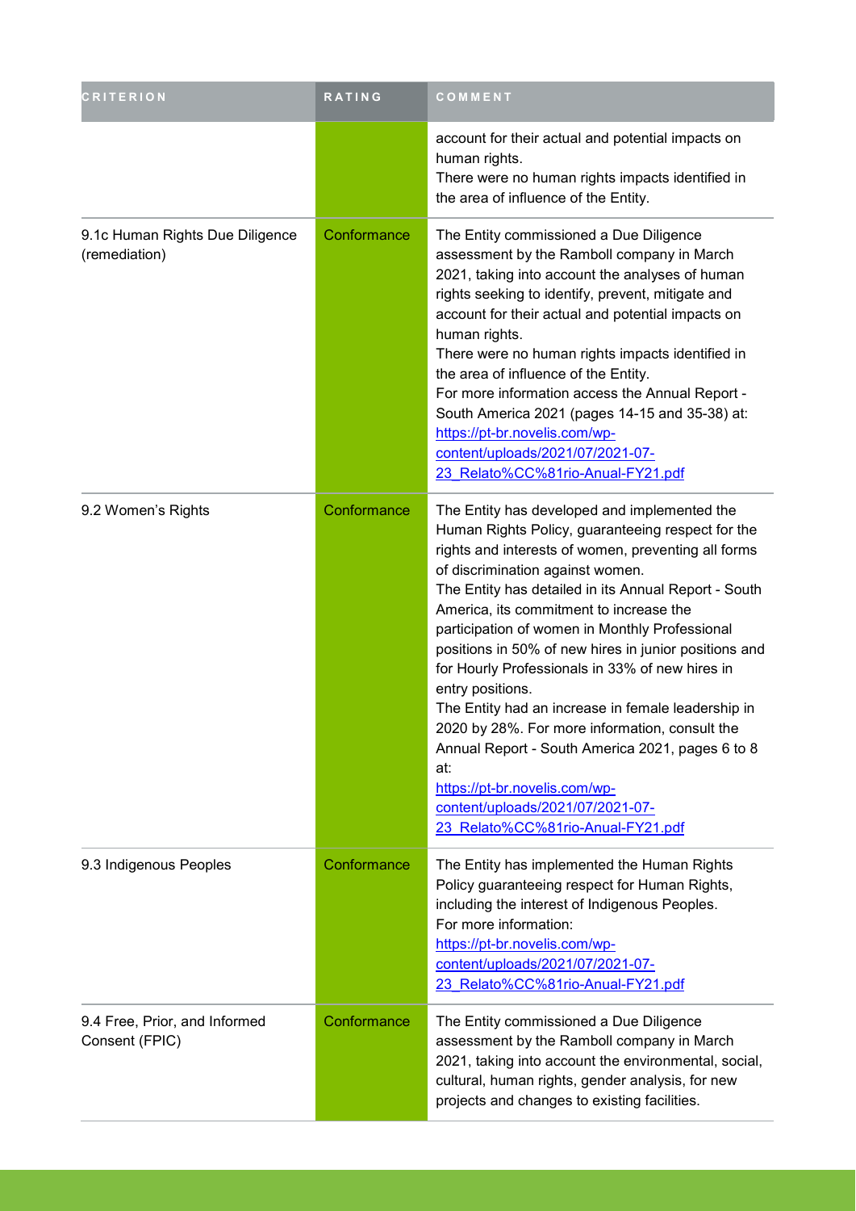| CRITERION | RATING | COMMENT |
| --- | --- | --- |
| | | account for their actual and potential impacts on human rights.<br>There were no human rights impacts identified in the area of influence of the Entity. |
| 9.1c Human Rights Due Diligence (remediation) | Conformance | The Entity commissioned a Due Diligence assessment by the Ramboll company in March 2021, taking into account the analyses of human rights seeking to identify, prevent, mitigate and account for their actual and potential impacts on human rights.<br>There were no human rights impacts identified in the area of influence of the Entity.<br>For more information access the Annual Report - South America 2021 (pages 14-15 and 35-38) at: https://pt-br.novelis.com/wp-content/uploads/2021/07/2021-07-23_Relato%CC%81rio-Anual-FY21.pdf |
| 9.2 Women's Rights | Conformance | The Entity has developed and implemented the Human Rights Policy, guaranteeing respect for the rights and interests of women, preventing all forms of discrimination against women.<br>The Entity has detailed in its Annual Report - South America, its commitment to increase the participation of women in Monthly Professional positions in 50% of new hires in junior positions and for Hourly Professionals in 33% of new hires in entry positions.<br>The Entity had an increase in female leadership in 2020 by 28%. For more information, consult the Annual Report - South America 2021, pages 6 to 8 at:<br>https://pt-br.novelis.com/wp-content/uploads/2021/07/2021-07-23_Relato%CC%81rio-Anual-FY21.pdf |
| 9.3 Indigenous Peoples | Conformance | The Entity has implemented the Human Rights Policy guaranteeing respect for Human Rights, including the interest of Indigenous Peoples.<br>For more information:<br>https://pt-br.novelis.com/wp-content/uploads/2021/07/2021-07-23_Relato%CC%81rio-Anual-FY21.pdf |
| 9.4 Free, Prior, and Informed Consent (FPIC) | Conformance | The Entity commissioned a Due Diligence assessment by the Ramboll company in March 2021, taking into account the environmental, social, cultural, human rights, gender analysis, for new projects and changes to existing facilities. |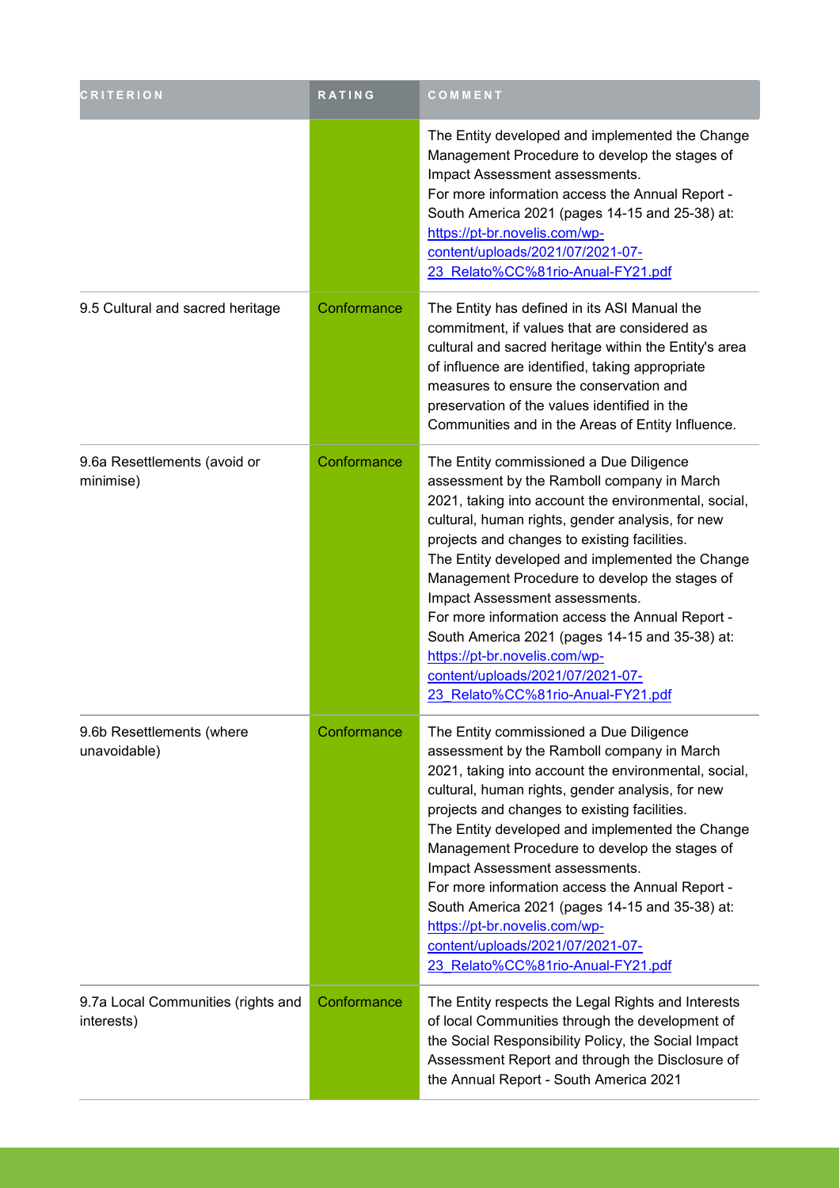| CRITERION | RATING | COMMENT |
| --- | --- | --- |
| | | The Entity developed and implemented the Change Management Procedure to develop the stages of Impact Assessment assessments.<br>For more information access the Annual Report - South America 2021 (pages 14-15 and 25-38) at: https://pt-br.novelis.com/wp-content/uploads/2021/07/2021-07-23_Relato%CC%81rio-Anual-FY21.pdf |
| 9.5 Cultural and sacred heritage | Conformance | The Entity has defined in its ASI Manual the commitment, if values that are considered as cultural and sacred heritage within the Entity's area of influence are identified, taking appropriate measures to ensure the conservation and preservation of the values identified in the Communities and in the Areas of Entity Influence. |
| 9.6a Resettlements (avoid or minimise) | Conformance | The Entity commissioned a Due Diligence assessment by the Ramboll company in March 2021, taking into account the environmental, social, cultural, human rights, gender analysis, for new projects and changes to existing facilities.<br>The Entity developed and implemented the Change Management Procedure to develop the stages of Impact Assessment assessments.<br>For more information access the Annual Report - South America 2021 (pages 14-15 and 35-38) at: https://pt-br.novelis.com/wp-content/uploads/2021/07/2021-07-23_Relato%CC%81rio-Anual-FY21.pdf |
| 9.6b Resettlements (where unavoidable) | Conformance | The Entity commissioned a Due Diligence assessment by the Ramboll company in March 2021, taking into account the environmental, social, cultural, human rights, gender analysis, for new projects and changes to existing facilities.<br>The Entity developed and implemented the Change Management Procedure to develop the stages of Impact Assessment assessments.<br>For more information access the Annual Report - South America 2021 (pages 14-15 and 35-38) at: https://pt-br.novelis.com/wp-content/uploads/2021/07/2021-07-23_Relato%CC%81rio-Anual-FY21.pdf |
| 9.7a Local Communities (rights and interests) | Conformance | The Entity respects the Legal Rights and Interests of local Communities through the development of the Social Responsibility Policy, the Social Impact Assessment Report and through the Disclosure of the Annual Report - South America 2021 |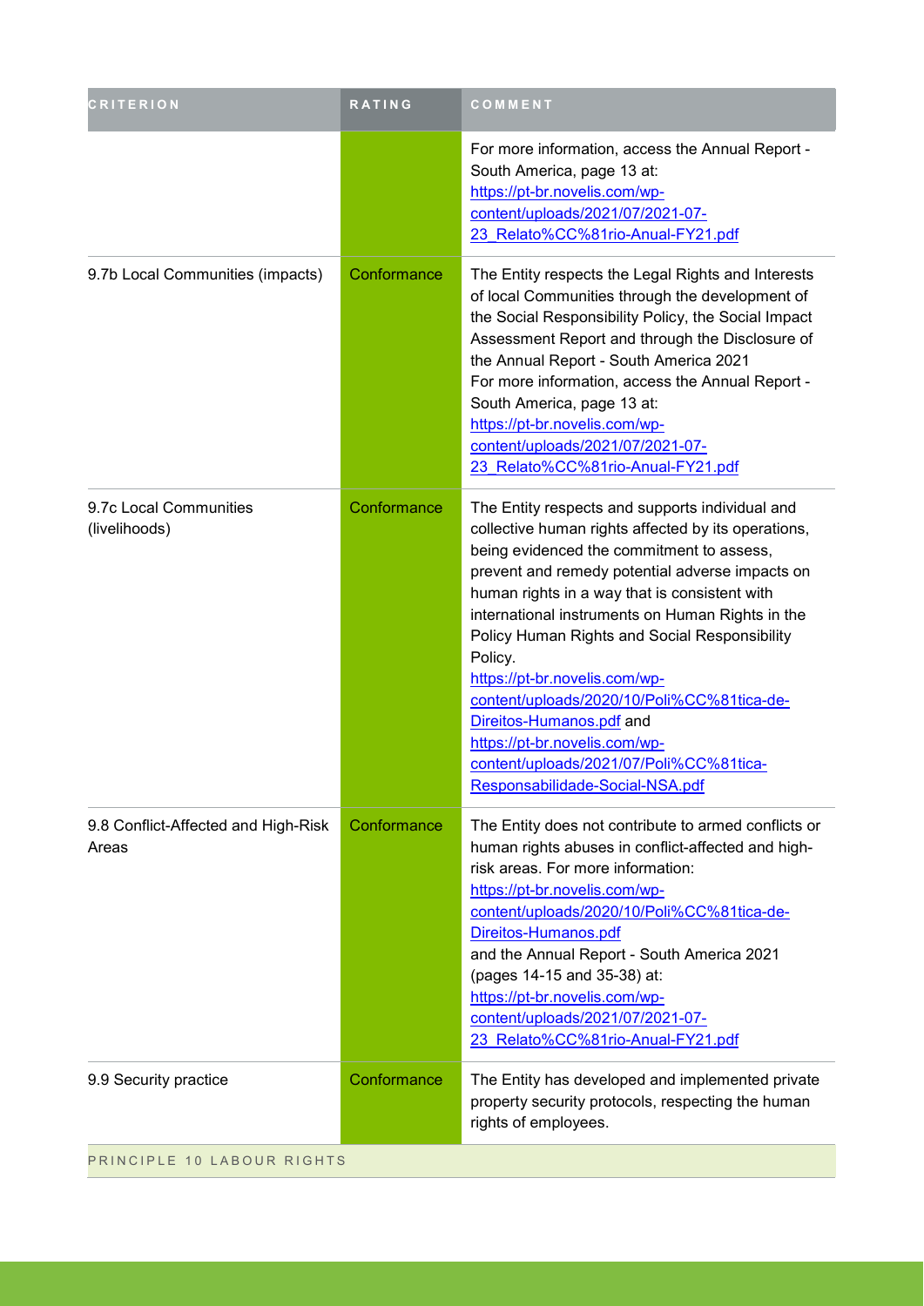| CRITERION | RATING | COMMENT |
| --- | --- | --- |
| | | For more information, access the Annual Report - South America, page 13 at: https://pt-br.novelis.com/wp-content/uploads/2021/07/2021-07-23_Relato%CC%81rio-Anual-FY21.pdf |
| 9.7b Local Communities (impacts) | Conformance | The Entity respects the Legal Rights and Interests of local Communities through the development of the Social Responsibility Policy, the Social Impact Assessment Report and through the Disclosure of the Annual Report - South America 2021<br>For more information, access the Annual Report - South America, page 13 at: https://pt-br.novelis.com/wp-content/uploads/2021/07/2021-07-23_Relato%CC%81rio-Anual-FY21.pdf |
| 9.7c Local Communities (livelihoods) | Conformance | The Entity respects and supports individual and collective human rights affected by its operations, being evidenced the commitment to assess, prevent and remedy potential adverse impacts on human rights in a way that is consistent with international instruments on Human Rights in the Policy Human Rights and Social Responsibility Policy.<br>https://pt-br.novelis.com/wp-content/uploads/2020/10/Poli%CC%81tica-de-Direitos-Humanos.pdf and https://pt-br.novelis.com/wp-content/uploads/2021/07/Poli%CC%81tica-Responsabilidade-Social-NSA.pdf |
| 9.8 Conflict-Affected and High-Risk Areas | Conformance | The Entity does not contribute to armed conflicts or human rights abuses in conflict-affected and high-risk areas. For more information: https://pt-br.novelis.com/wp-content/uploads/2020/10/Poli%CC%81tica-de-Direitos-Humanos.pdf<br>and the Annual Report - South America 2021 (pages 14-15 and 35-38) at: https://pt-br.novelis.com/wp-content/uploads/2021/07/2021-07-23_Relato%CC%81rio-Anual-FY21.pdf |
| 9.9 Security practice | Conformance | The Entity has developed and implemented private property security protocols, respecting the human rights of employees. |

PRINCIPLE 10 LABOUR RIGHTS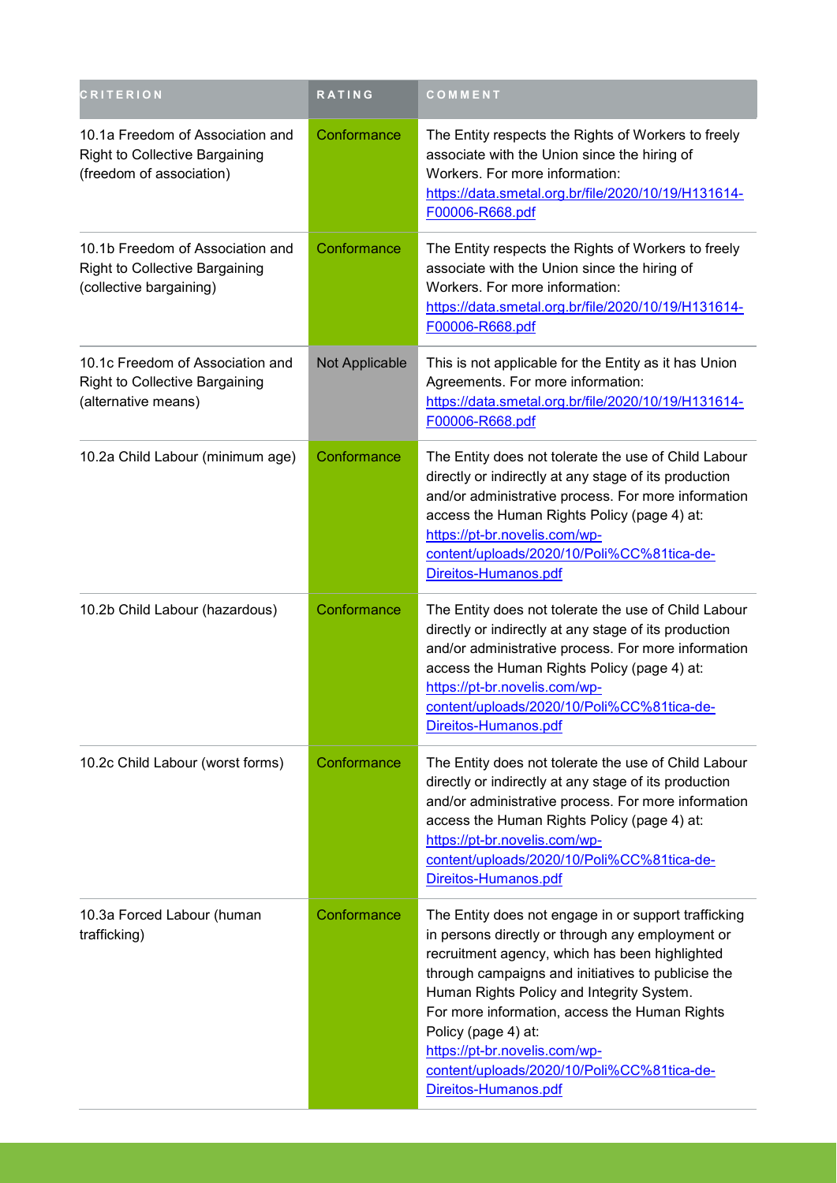| CRITERION | RATING | COMMENT |
| --- | --- | --- |
| 10.1a Freedom of Association and Right to Collective Bargaining (freedom of association) | Conformance | The Entity respects the Rights of Workers to freely associate with the Union since the hiring of Workers. For more information: https://data.smetal.org.br/file/2020/10/19/H131614-F00006-R668.pdf |
| 10.1b Freedom of Association and Right to Collective Bargaining (collective bargaining) | Conformance | The Entity respects the Rights of Workers to freely associate with the Union since the hiring of Workers. For more information: https://data.smetal.org.br/file/2020/10/19/H131614-F00006-R668.pdf |
| 10.1c Freedom of Association and Right to Collective Bargaining (alternative means) | Not Applicable | This is not applicable for the Entity as it has Union Agreements. For more information: https://data.smetal.org.br/file/2020/10/19/H131614-F00006-R668.pdf |
| 10.2a Child Labour (minimum age) | Conformance | The Entity does not tolerate the use of Child Labour directly or indirectly at any stage of its production and/or administrative process. For more information access the Human Rights Policy (page 4) at: https://pt-br.novelis.com/wp-content/uploads/2020/10/Poli%CC%81tica-de-Direitos-Humanos.pdf |
| 10.2b Child Labour (hazardous) | Conformance | The Entity does not tolerate the use of Child Labour directly or indirectly at any stage of its production and/or administrative process. For more information access the Human Rights Policy (page 4) at: https://pt-br.novelis.com/wp-content/uploads/2020/10/Poli%CC%81tica-de-Direitos-Humanos.pdf |
| 10.2c Child Labour (worst forms) | Conformance | The Entity does not tolerate the use of Child Labour directly or indirectly at any stage of its production and/or administrative process. For more information access the Human Rights Policy (page 4) at: https://pt-br.novelis.com/wp-content/uploads/2020/10/Poli%CC%81tica-de-Direitos-Humanos.pdf |
| 10.3a Forced Labour (human trafficking) | Conformance | The Entity does not engage in or support trafficking in persons directly or through any employment or recruitment agency, which has been highlighted through campaigns and initiatives to publicise the Human Rights Policy and Integrity System. For more information, access the Human Rights Policy (page 4) at: https://pt-br.novelis.com/wp-content/uploads/2020/10/Poli%CC%81tica-de-Direitos-Humanos.pdf |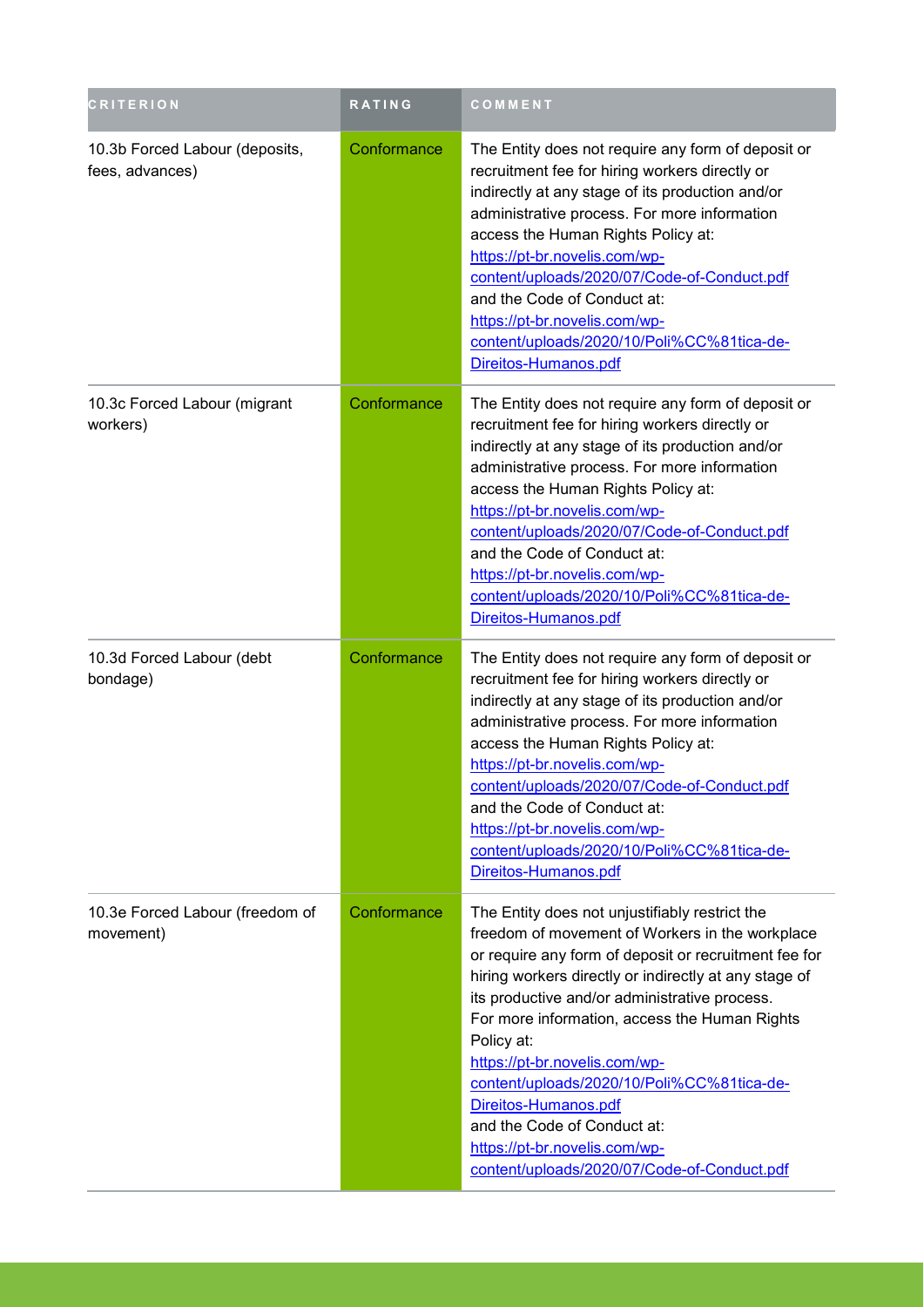| CRITERION | RATING | COMMENT |
| --- | --- | --- |
| 10.3b Forced Labour (deposits, fees, advances) | Conformance | The Entity does not require any form of deposit or recruitment fee for hiring workers directly or indirectly at any stage of its production and/or administrative process. For more information access the Human Rights Policy at: https://pt-br.novelis.com/wp-content/uploads/2020/07/Code-of-Conduct.pdf and the Code of Conduct at: https://pt-br.novelis.com/wp-content/uploads/2020/10/Poli%CC%81tica-de-Direitos-Humanos.pdf |
| 10.3c Forced Labour (migrant workers) | Conformance | The Entity does not require any form of deposit or recruitment fee for hiring workers directly or indirectly at any stage of its production and/or administrative process. For more information access the Human Rights Policy at: https://pt-br.novelis.com/wp-content/uploads/2020/07/Code-of-Conduct.pdf and the Code of Conduct at: https://pt-br.novelis.com/wp-content/uploads/2020/10/Poli%CC%81tica-de-Direitos-Humanos.pdf |
| 10.3d Forced Labour (debt bondage) | Conformance | The Entity does not require any form of deposit or recruitment fee for hiring workers directly or indirectly at any stage of its production and/or administrative process. For more information access the Human Rights Policy at: https://pt-br.novelis.com/wp-content/uploads/2020/07/Code-of-Conduct.pdf and the Code of Conduct at: https://pt-br.novelis.com/wp-content/uploads/2020/10/Poli%CC%81tica-de-Direitos-Humanos.pdf |
| 10.3e Forced Labour (freedom of movement) | Conformance | The Entity does not unjustifiably restrict the freedom of movement of Workers in the workplace or require any form of deposit or recruitment fee for hiring workers directly or indirectly at any stage of its productive and/or administrative process. For more information, access the Human Rights Policy at: https://pt-br.novelis.com/wp-content/uploads/2020/10/Poli%CC%81tica-de-Direitos-Humanos.pdf and the Code of Conduct at: https://pt-br.novelis.com/wp-content/uploads/2020/07/Code-of-Conduct.pdf |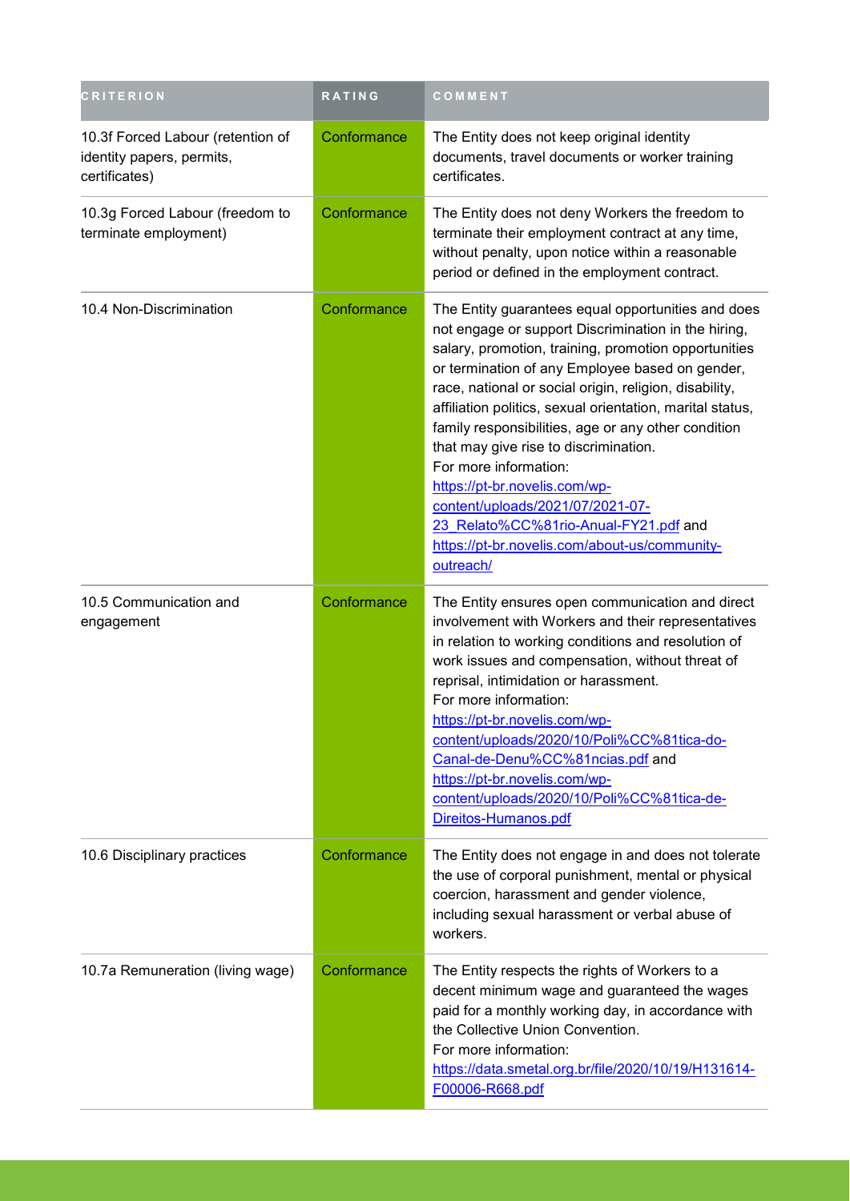| CRITERION | RATING | COMMENT |
|---|---|---|
| 10.3f Forced Labour (retention of identity papers, permits, certificates) | Conformance | The Entity does not keep original identity documents, travel documents or worker training certificates. |
| 10.3g Forced Labour (freedom to terminate employment) | Conformance | The Entity does not deny Workers the freedom to terminate their employment contract at any time, without penalty, upon notice within a reasonable period or defined in the employment contract. |
| 10.4 Non-Discrimination | Conformance | The Entity guarantees equal opportunities and does not engage or support Discrimination in the hiring, salary, promotion, training, promotion opportunities or termination of any Employee based on gender, race, national or social origin, religion, disability, affiliation politics, sexual orientation, marital status, family responsibilities, age or any other condition that may give rise to discrimination.<br>For more information:<br>https://pt-br.novelis.com/wp-content/uploads/2021/07/2021-07-23_Relato%CC%81rio-Anual-FY21.pdf and https://pt-br.novelis.com/about-us/community-outreach/ |
| 10.5 Communication and engagement | Conformance | The Entity ensures open communication and direct involvement with Workers and their representatives in relation to working conditions and resolution of work issues and compensation, without threat of reprisal, intimidation or harassment.<br>For more information:<br>https://pt-br.novelis.com/wp-content/uploads/2020/10/Poli%CC%81tica-do-Canal-de-Denu%CC%81ncias.pdf and https://pt-br.novelis.com/wp-content/uploads/2020/10/Poli%CC%81tica-de-Direitos-Humanos.pdf |
| 10.6 Disciplinary practices | Conformance | The Entity does not engage in and does not tolerate the use of corporal punishment, mental or physical coercion, harassment and gender violence, including sexual harassment or verbal abuse of workers. |
| 10.7a Remuneration (living wage) | Conformance | The Entity respects the rights of Workers to a decent minimum wage and guaranteed the wages paid for a monthly working day, in accordance with the Collective Union Convention.<br>For more information:<br>https://data.smetal.org.br/file/2020/10/19/H131614-F00006-R668.pdf |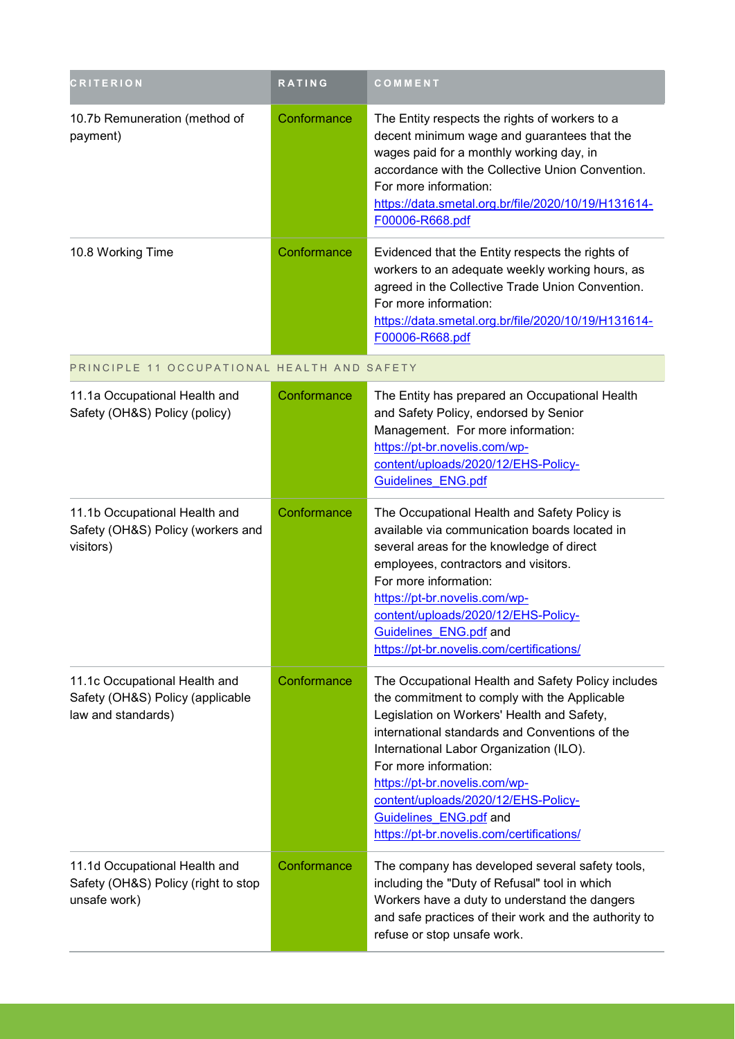| CRITERION | RATING | COMMENT |
| --- | --- | --- |
| 10.7b Remuneration (method of payment) | Conformance | The Entity respects the rights of workers to a decent minimum wage and guarantees that the wages paid for a monthly working day, in accordance with the Collective Union Convention. For more information: https://data.smetal.org.br/file/2020/10/19/H131614-F00006-R668.pdf |
| 10.8 Working Time | Conformance | Evidenced that the Entity respects the rights of workers to an adequate weekly working hours, as agreed in the Collective Trade Union Convention. For more information: https://data.smetal.org.br/file/2020/10/19/H131614-F00006-R668.pdf |
| PRINCIPLE 11 OCCUPATIONAL HEALTH AND SAFETY | | |
| 11.1a Occupational Health and Safety (OH&S) Policy (policy) | Conformance | The Entity has prepared an Occupational Health and Safety Policy, endorsed by Senior Management. For more information: https://pt-br.novelis.com/wp-content/uploads/2020/12/EHS-Policy-Guidelines_ENG.pdf |
| 11.1b Occupational Health and Safety (OH&S) Policy (workers and visitors) | Conformance | The Occupational Health and Safety Policy is available via communication boards located in several areas for the knowledge of direct employees, contractors and visitors. For more information: https://pt-br.novelis.com/wp-content/uploads/2020/12/EHS-Policy-Guidelines_ENG.pdf and https://pt-br.novelis.com/certifications/ |
| 11.1c Occupational Health and Safety (OH&S) Policy (applicable law and standards) | Conformance | The Occupational Health and Safety Policy includes the commitment to comply with the Applicable Legislation on Workers' Health and Safety, international standards and Conventions of the International Labor Organization (ILO). For more information: https://pt-br.novelis.com/wp-content/uploads/2020/12/EHS-Policy-Guidelines_ENG.pdf and https://pt-br.novelis.com/certifications/ |
| 11.1d Occupational Health and Safety (OH&S) Policy (right to stop unsafe work) | Conformance | The company has developed several safety tools, including the "Duty of Refusal" tool in which Workers have a duty to understand the dangers and safe practices of their work and the authority to refuse or stop unsafe work. |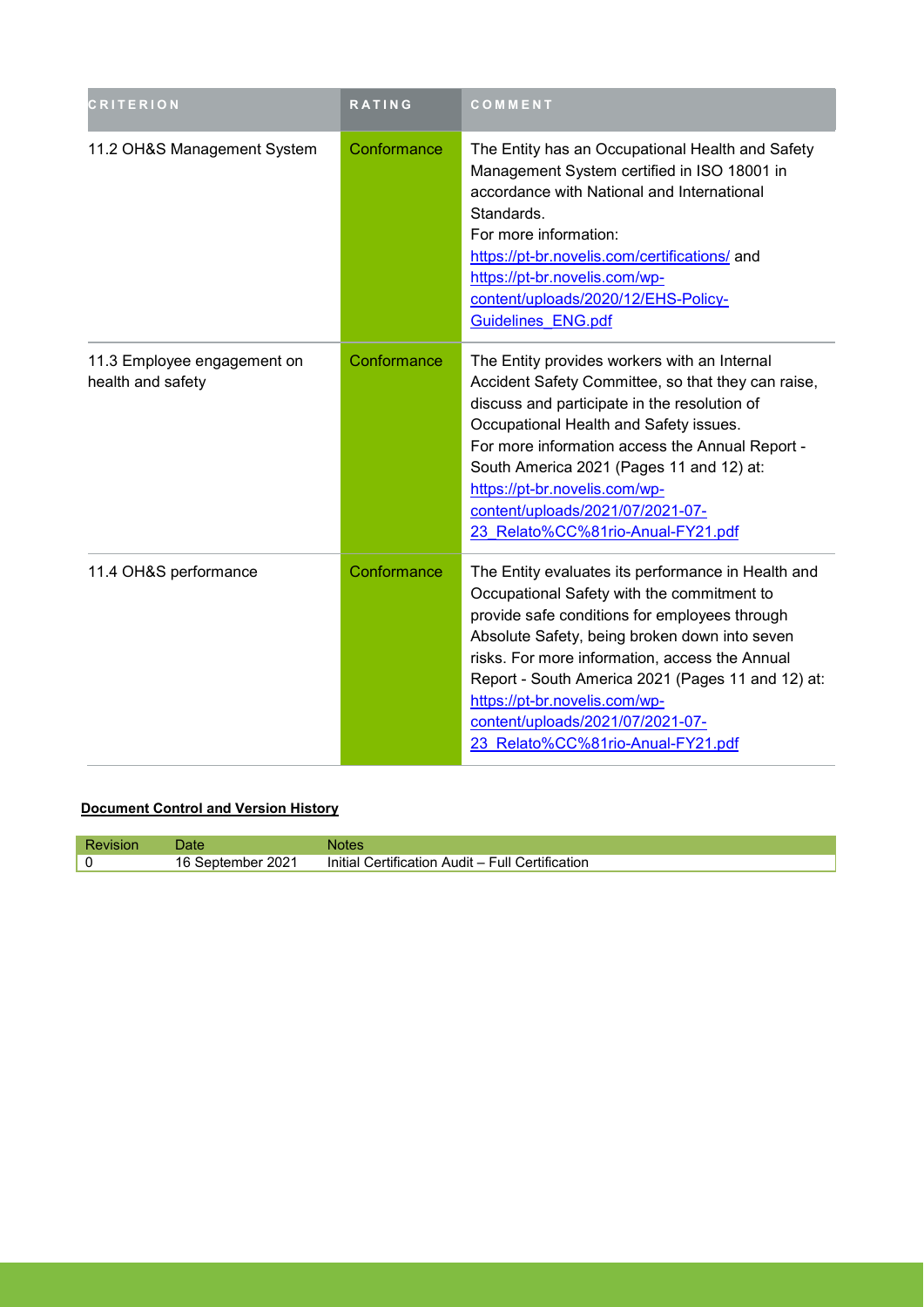| CRITERION | RATING | COMMENT |
|---|---|---|
| 11.2 OH&S Management System | Conformance | The Entity has an Occupational Health and Safety Management System certified in ISO 18001 in accordance with National and International Standards.<br>For more information:<br>https://pt-br.novelis.com/certifications/ and https://pt-br.novelis.com/wp-content/uploads/2020/12/EHS-Policy-Guidelines_ENG.pdf |
| 11.3 Employee engagement on health and safety | Conformance | The Entity provides workers with an Internal Accident Safety Committee, so that they can raise, discuss and participate in the resolution of Occupational Health and Safety issues.<br>For more information access the Annual Report - South America 2021 (Pages 11 and 12) at:<br>https://pt-br.novelis.com/wp-content/uploads/2021/07/2021-07-23_Relato%CC%81rio-Anual-FY21.pdf |
| 11.4 OH&S performance | Conformance | The Entity evaluates its performance in Health and Occupational Safety with the commitment to provide safe conditions for employees through Absolute Safety, being broken down into seven risks. For more information, access the Annual Report - South America 2021 (Pages 11 and 12) at:<br>https://pt-br.novelis.com/wp-content/uploads/2021/07/2021-07-23_Relato%CC%81rio-Anual-FY21.pdf |

**Document Control and Version History**

| Revision | Date | Notes |
|---|---|---|
| 0 | 16 September 2021 | Initial Certification Audit – Full Certification |